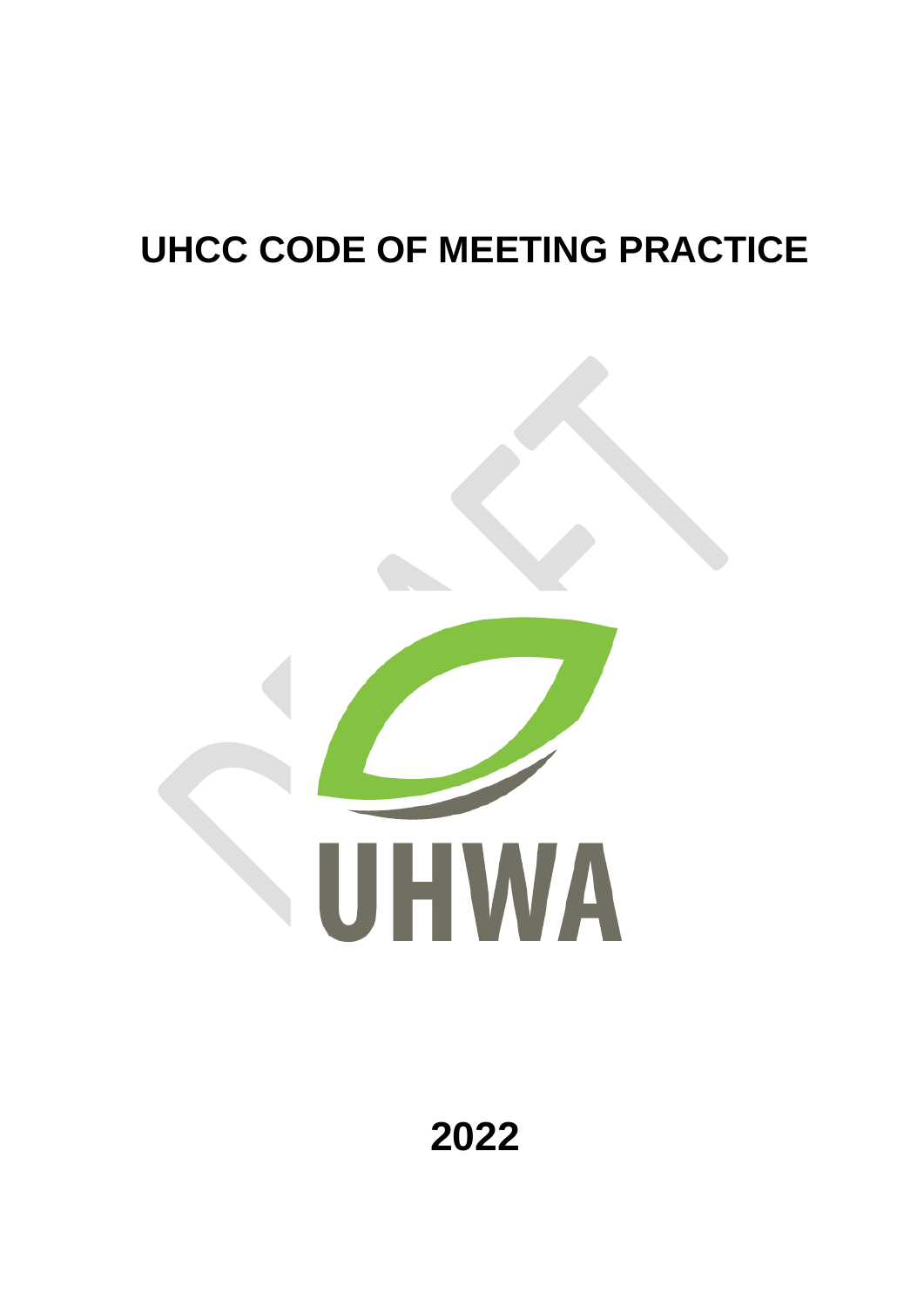# UHCC CODE OF MEETING PRACTICE

2022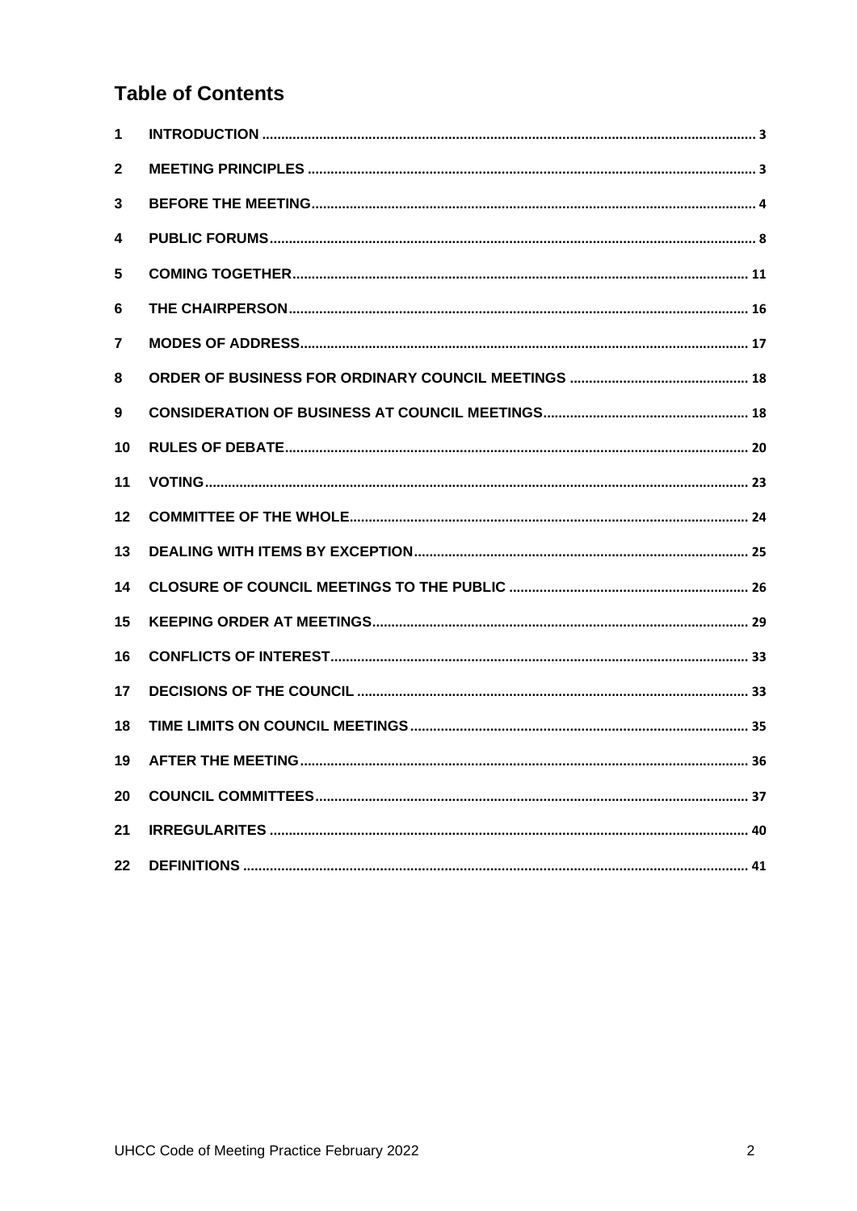# Table of Contents

| | | |
|---|---|---|
| 1 | INTRODUCTION | 3 |
| 2 | MEETING PRINCIPLES | 3 |
| 3 | BEFORE THE MEETING | 4 |
| 4 | PUBLIC FORUMS | 8 |
| 5 | COMING TOGETHER | 11 |
| 6 | THE CHAIRPERSON | 16 |
| 7 | MODES OF ADDRESS | 17 |
| 8 | ORDER OF BUSINESS FOR ORDINARY COUNCIL MEETINGS | 18 |
| 9 | CONSIDERATION OF BUSINESS AT COUNCIL MEETINGS | 18 |
| 10 | RULES OF DEBATE | 20 |
| 11 | VOTING | 23 |
| 12 | COMMITTEE OF THE WHOLE | 24 |
| 13 | DEALING WITH ITEMS BY EXCEPTION | 25 |
| 14 | CLOSURE OF COUNCIL MEETINGS TO THE PUBLIC | 26 |
| 15 | KEEPING ORDER AT MEETINGS | 29 |
| 16 | CONFLICTS OF INTEREST | 33 |
| 17 | DECISIONS OF THE COUNCIL | 33 |
| 18 | TIME LIMITS ON COUNCIL MEETINGS | 35 |
| 19 | AFTER THE MEETING | 36 |
| 20 | COUNCIL COMMITTEES | 37 |
| 21 | IRREGULARITES | 40 |
| 22 | DEFINITIONS | 41 |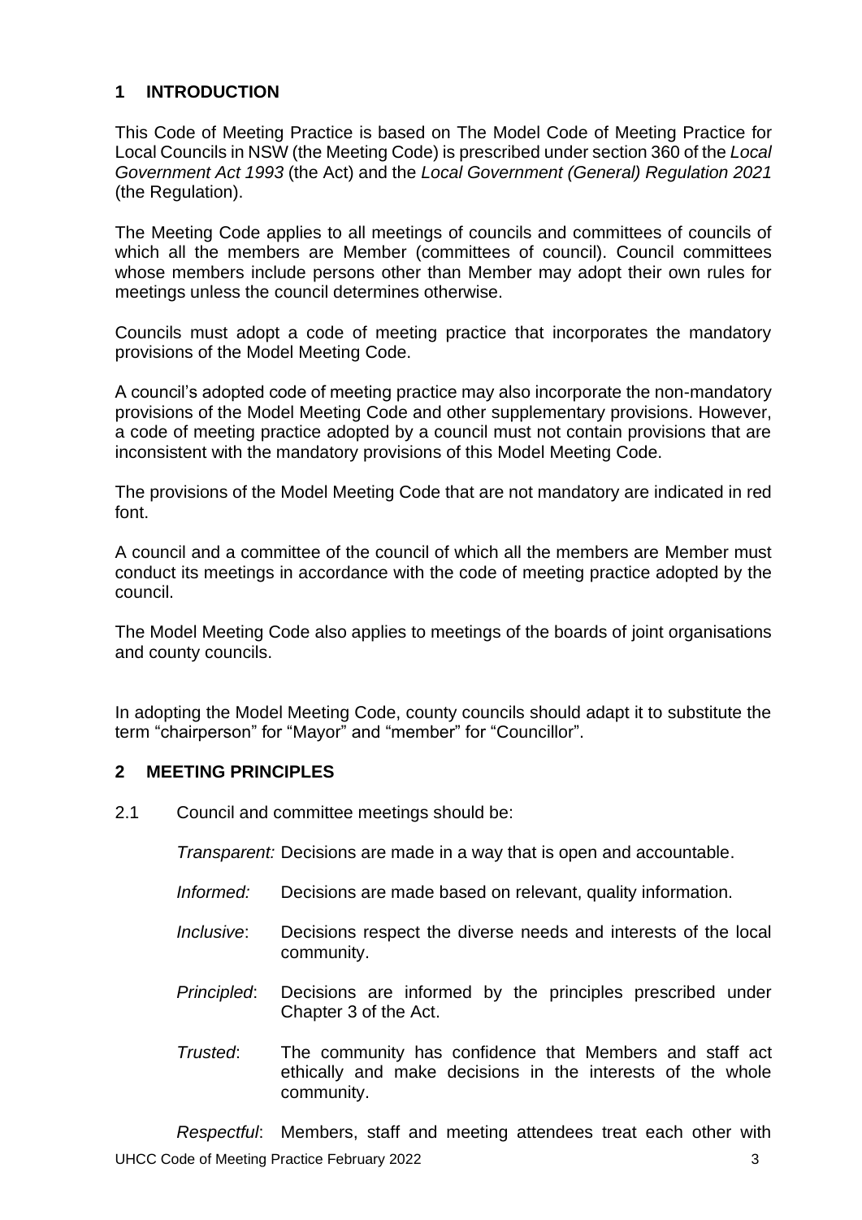## 1 INTRODUCTION

This Code of Meeting Practice is based on The Model Code of Meeting Practice for Local Councils in NSW (the Meeting Code) is prescribed under section 360 of the *Local Government Act 1993* (the Act) and the *Local Government (General) Regulation 2021* (the Regulation).

The Meeting Code applies to all meetings of councils and committees of councils of which all the members are Member (committees of council). Council committees whose members include persons other than Member may adopt their own rules for meetings unless the council determines otherwise.

Councils must adopt a code of meeting practice that incorporates the mandatory provisions of the Model Meeting Code.

A council's adopted code of meeting practice may also incorporate the non-mandatory provisions of the Model Meeting Code and other supplementary provisions. However, a code of meeting practice adopted by a council must not contain provisions that are inconsistent with the mandatory provisions of this Model Meeting Code.

The provisions of the Model Meeting Code that are not mandatory are indicated in red font.

A council and a committee of the council of which all the members are Member must conduct its meetings in accordance with the code of meeting practice adopted by the council.

The Model Meeting Code also applies to meetings of the boards of joint organisations and county councils.

In adopting the Model Meeting Code, county councils should adapt it to substitute the term "chairperson" for "Mayor" and "member" for "Councillor".

## 2 MEETING PRINCIPLES

2.1 Council and committee meetings should be:

*Transparent:* Decisions are made in a way that is open and accountable.

*Informed:* Decisions are made based on relevant, quality information.

*Inclusive*: Decisions respect the diverse needs and interests of the local community.

*Principled*: Decisions are informed by the principles prescribed under Chapter 3 of the Act.

*Trusted*: The community has confidence that Members and staff act ethically and make decisions in the interests of the whole community.

*Respectful*: Members, staff and meeting attendees treat each other with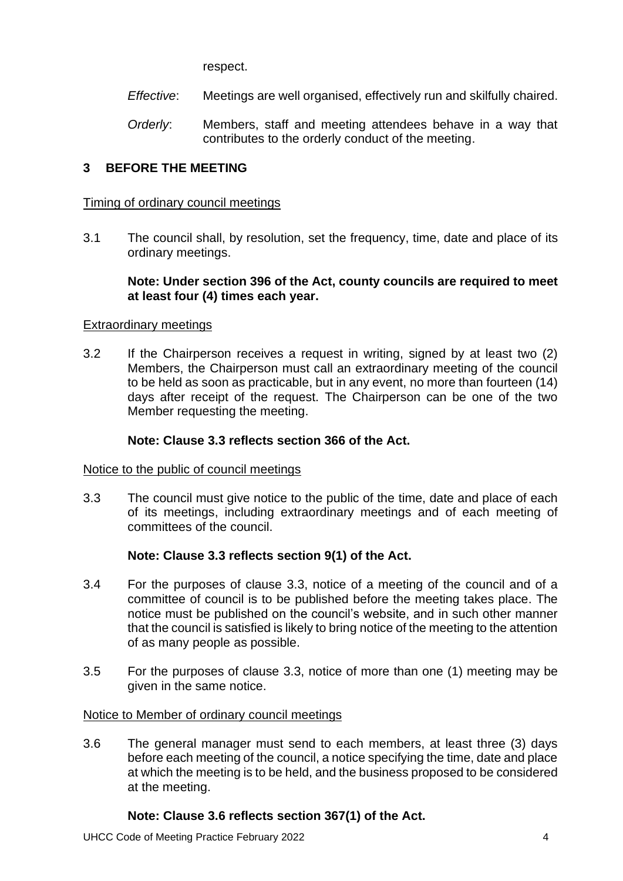respect.

*Effective*: Meetings are well organised, effectively run and skilfully chaired.

*Orderly*: Members, staff and meeting attendees behave in a way that contributes to the orderly conduct of the meeting.

## 3 BEFORE THE MEETING

Timing of ordinary council meetings

3.1 The council shall, by resolution, set the frequency, time, date and place of its ordinary meetings.

**Note: Under section 396 of the Act, county councils are required to meet at least four (4) times each year.**

Extraordinary meetings

3.2 If the Chairperson receives a request in writing, signed by at least two (2) Members, the Chairperson must call an extraordinary meeting of the council to be held as soon as practicable, but in any event, no more than fourteen (14) days after receipt of the request. The Chairperson can be one of the two Member requesting the meeting.

**Note: Clause 3.3 reflects section 366 of the Act.**

Notice to the public of council meetings

3.3 The council must give notice to the public of the time, date and place of each of its meetings, including extraordinary meetings and of each meeting of committees of the council.

**Note: Clause 3.3 reflects section 9(1) of the Act.**

3.4 For the purposes of clause 3.3, notice of a meeting of the council and of a committee of council is to be published before the meeting takes place. The notice must be published on the council's website, and in such other manner that the council is satisfied is likely to bring notice of the meeting to the attention of as many people as possible.

3.5 For the purposes of clause 3.3, notice of more than one (1) meeting may be given in the same notice.

Notice to Member of ordinary council meetings

3.6 The general manager must send to each members, at least three (3) days before each meeting of the council, a notice specifying the time, date and place at which the meeting is to be held, and the business proposed to be considered at the meeting.

**Note: Clause 3.6 reflects section 367(1) of the Act.**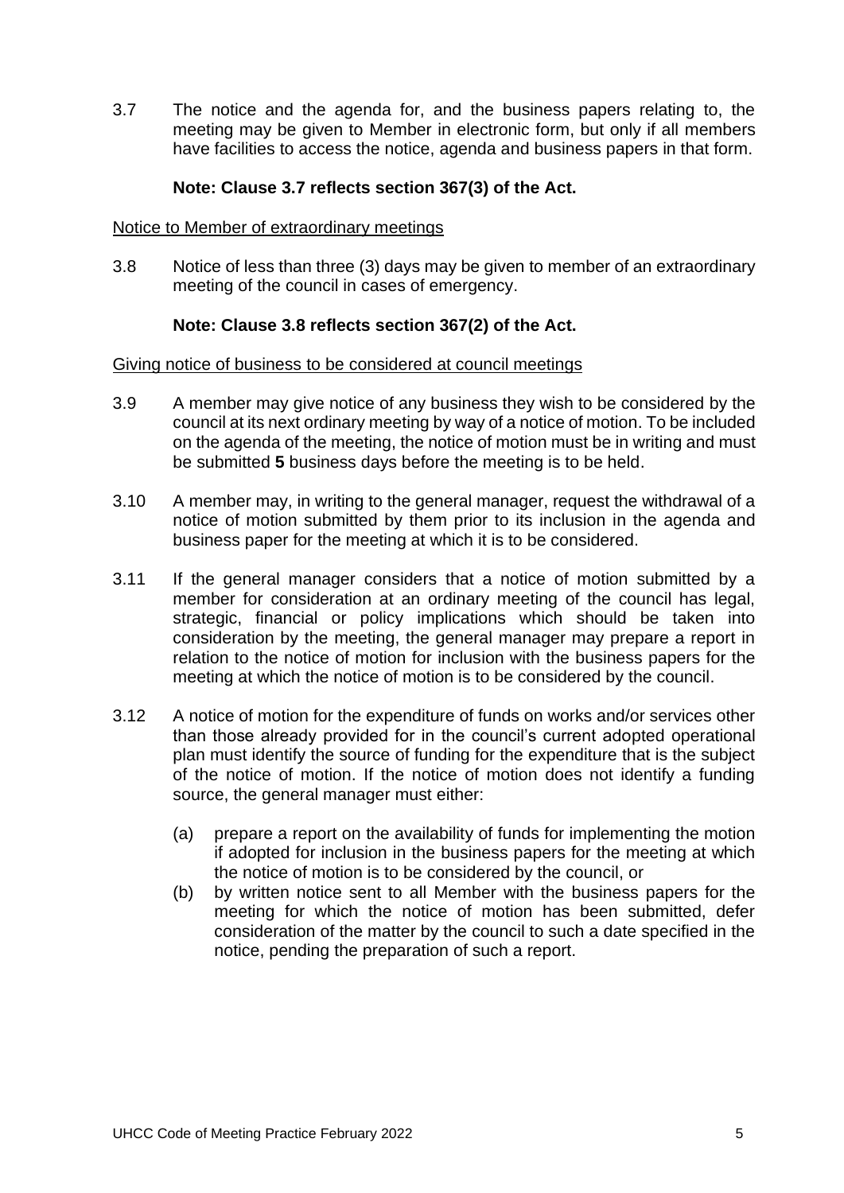3.7 The notice and the agenda for, and the business papers relating to, the meeting may be given to Member in electronic form, but only if all members have facilities to access the notice, agenda and business papers in that form.

**Note: Clause 3.7 reflects section 367(3) of the Act.**

Notice to Member of extraordinary meetings

3.8 Notice of less than three (3) days may be given to member of an extraordinary meeting of the council in cases of emergency.

**Note: Clause 3.8 reflects section 367(2) of the Act.**

Giving notice of business to be considered at council meetings

3.9 A member may give notice of any business they wish to be considered by the council at its next ordinary meeting by way of a notice of motion. To be included on the agenda of the meeting, the notice of motion must be in writing and must be submitted **5** business days before the meeting is to be held.

3.10 A member may, in writing to the general manager, request the withdrawal of a notice of motion submitted by them prior to its inclusion in the agenda and business paper for the meeting at which it is to be considered.

3.11 If the general manager considers that a notice of motion submitted by a member for consideration at an ordinary meeting of the council has legal, strategic, financial or policy implications which should be taken into consideration by the meeting, the general manager may prepare a report in relation to the notice of motion for inclusion with the business papers for the meeting at which the notice of motion is to be considered by the council.

3.12 A notice of motion for the expenditure of funds on works and/or services other than those already provided for in the council's current adopted operational plan must identify the source of funding for the expenditure that is the subject of the notice of motion. If the notice of motion does not identify a funding source, the general manager must either:

(a) prepare a report on the availability of funds for implementing the motion if adopted for inclusion in the business papers for the meeting at which the notice of motion is to be considered by the council, or

(b) by written notice sent to all Member with the business papers for the meeting for which the notice of motion has been submitted, defer consideration of the matter by the council to such a date specified in the notice, pending the preparation of such a report.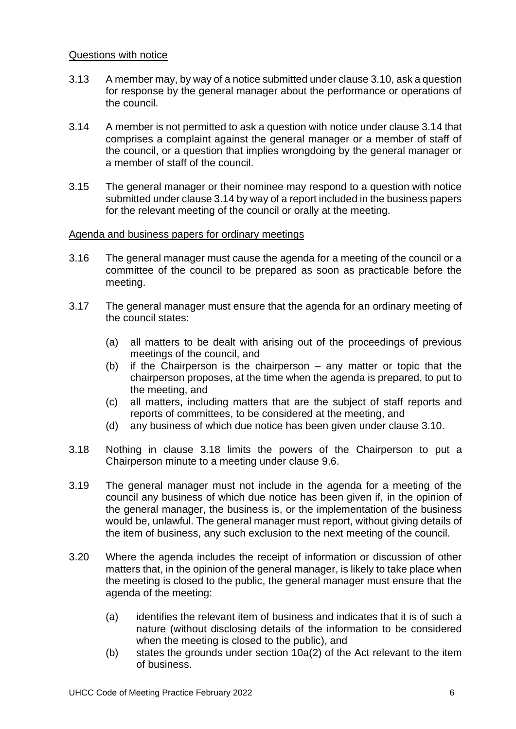Questions with notice

3.13 A member may, by way of a notice submitted under clause 3.10, ask a question for response by the general manager about the performance or operations of the council.

3.14 A member is not permitted to ask a question with notice under clause 3.14 that comprises a complaint against the general manager or a member of staff of the council, or a question that implies wrongdoing by the general manager or a member of staff of the council.

3.15 The general manager or their nominee may respond to a question with notice submitted under clause 3.14 by way of a report included in the business papers for the relevant meeting of the council or orally at the meeting.

Agenda and business papers for ordinary meetings

3.16 The general manager must cause the agenda for a meeting of the council or a committee of the council to be prepared as soon as practicable before the meeting.

3.17 The general manager must ensure that the agenda for an ordinary meeting of the council states:

(a) all matters to be dealt with arising out of the proceedings of previous meetings of the council, and
(b) if the Chairperson is the chairperson – any matter or topic that the chairperson proposes, at the time when the agenda is prepared, to put to the meeting, and
(c) all matters, including matters that are the subject of staff reports and reports of committees, to be considered at the meeting, and
(d) any business of which due notice has been given under clause 3.10.

3.18 Nothing in clause 3.18 limits the powers of the Chairperson to put a Chairperson minute to a meeting under clause 9.6.

3.19 The general manager must not include in the agenda for a meeting of the council any business of which due notice has been given if, in the opinion of the general manager, the business is, or the implementation of the business would be, unlawful. The general manager must report, without giving details of the item of business, any such exclusion to the next meeting of the council.

3.20 Where the agenda includes the receipt of information or discussion of other matters that, in the opinion of the general manager, is likely to take place when the meeting is closed to the public, the general manager must ensure that the agenda of the meeting:

(a) identifies the relevant item of business and indicates that it is of such a nature (without disclosing details of the information to be considered when the meeting is closed to the public), and
(b) states the grounds under section 10a(2) of the Act relevant to the item of business.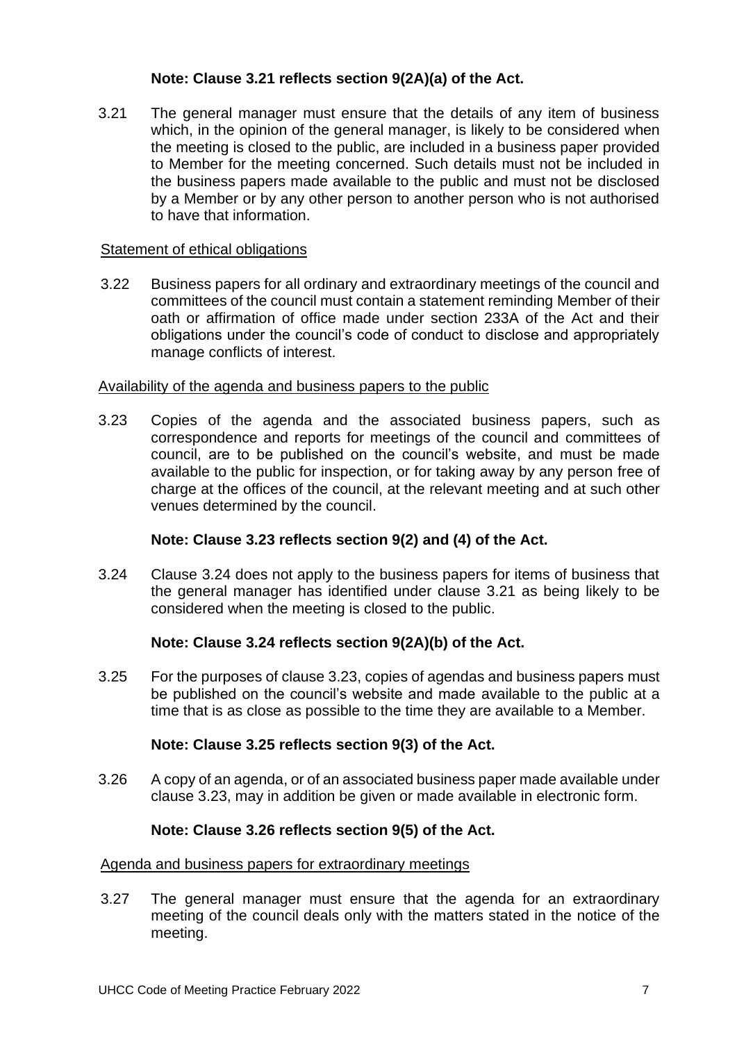**Note: Clause 3.21 reflects section 9(2A)(a) of the Act.**

3.21 The general manager must ensure that the details of any item of business which, in the opinion of the general manager, is likely to be considered when the meeting is closed to the public, are included in a business paper provided to Member for the meeting concerned. Such details must not be included in the business papers made available to the public and must not be disclosed by a Member or by any other person to another person who is not authorised to have that information.

Statement of ethical obligations

3.22 Business papers for all ordinary and extraordinary meetings of the council and committees of the council must contain a statement reminding Member of their oath or affirmation of office made under section 233A of the Act and their obligations under the council's code of conduct to disclose and appropriately manage conflicts of interest.

Availability of the agenda and business papers to the public

3.23 Copies of the agenda and the associated business papers, such as correspondence and reports for meetings of the council and committees of council, are to be published on the council's website, and must be made available to the public for inspection, or for taking away by any person free of charge at the offices of the council, at the relevant meeting and at such other venues determined by the council.

**Note: Clause 3.23 reflects section 9(2) and (4) of the Act.**

3.24 Clause 3.24 does not apply to the business papers for items of business that the general manager has identified under clause 3.21 as being likely to be considered when the meeting is closed to the public.

**Note: Clause 3.24 reflects section 9(2A)(b) of the Act.**

3.25 For the purposes of clause 3.23, copies of agendas and business papers must be published on the council's website and made available to the public at a time that is as close as possible to the time they are available to a Member.

**Note: Clause 3.25 reflects section 9(3) of the Act.**

3.26 A copy of an agenda, or of an associated business paper made available under clause 3.23, may in addition be given or made available in electronic form.

**Note: Clause 3.26 reflects section 9(5) of the Act.**

Agenda and business papers for extraordinary meetings

3.27 The general manager must ensure that the agenda for an extraordinary meeting of the council deals only with the matters stated in the notice of the meeting.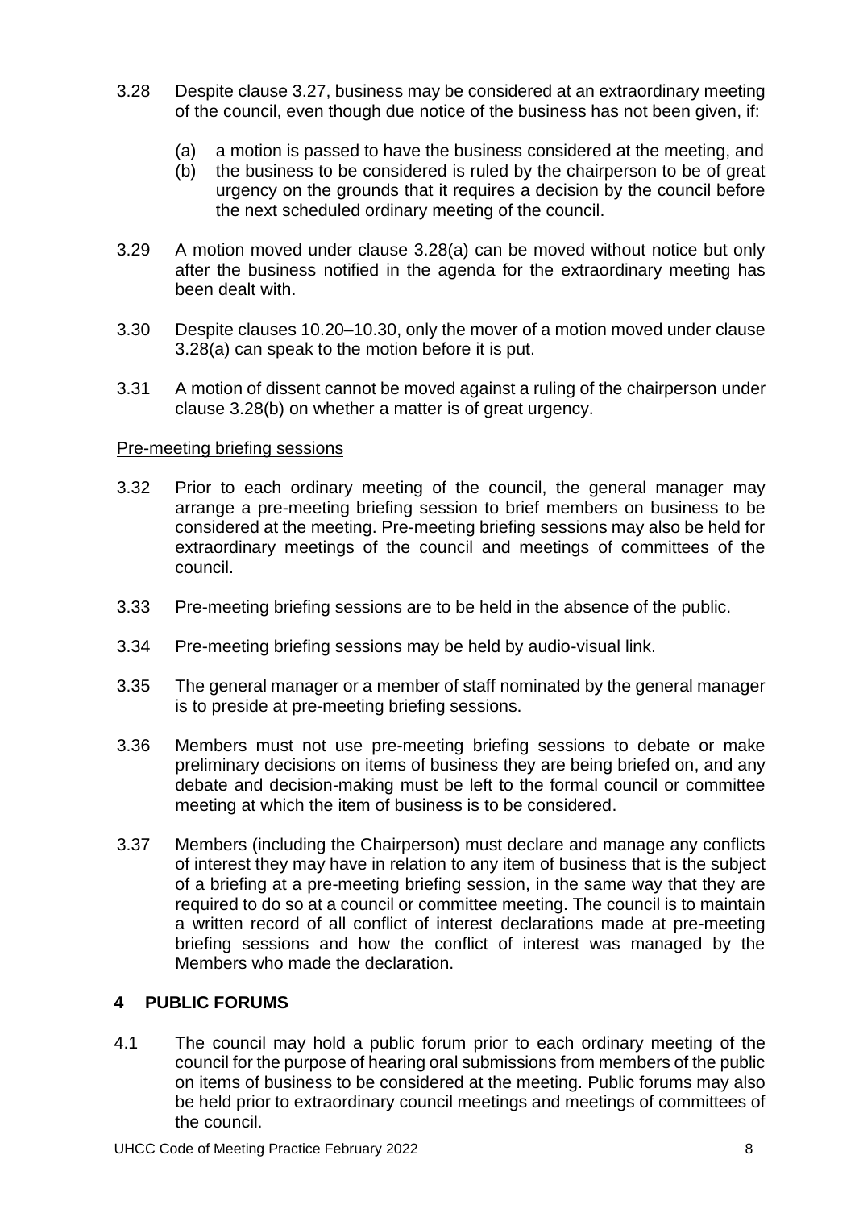3.28 Despite clause 3.27, business may be considered at an extraordinary meeting of the council, even though due notice of the business has not been given, if:

(a) a motion is passed to have the business considered at the meeting, and
(b) the business to be considered is ruled by the chairperson to be of great urgency on the grounds that it requires a decision by the council before the next scheduled ordinary meeting of the council.

3.29 A motion moved under clause 3.28(a) can be moved without notice but only after the business notified in the agenda for the extraordinary meeting has been dealt with.

3.30 Despite clauses 10.20–10.30, only the mover of a motion moved under clause 3.28(a) can speak to the motion before it is put.

3.31 A motion of dissent cannot be moved against a ruling of the chairperson under clause 3.28(b) on whether a matter is of great urgency.

Pre-meeting briefing sessions

3.32 Prior to each ordinary meeting of the council, the general manager may arrange a pre-meeting briefing session to brief members on business to be considered at the meeting. Pre-meeting briefing sessions may also be held for extraordinary meetings of the council and meetings of committees of the council.

3.33 Pre-meeting briefing sessions are to be held in the absence of the public.

3.34 Pre-meeting briefing sessions may be held by audio-visual link.

3.35 The general manager or a member of staff nominated by the general manager is to preside at pre-meeting briefing sessions.

3.36 Members must not use pre-meeting briefing sessions to debate or make preliminary decisions on items of business they are being briefed on, and any debate and decision-making must be left to the formal council or committee meeting at which the item of business is to be considered.

3.37 Members (including the Chairperson) must declare and manage any conflicts of interest they may have in relation to any item of business that is the subject of a briefing at a pre-meeting briefing session, in the same way that they are required to do so at a council or committee meeting. The council is to maintain a written record of all conflict of interest declarations made at pre-meeting briefing sessions and how the conflict of interest was managed by the Members who made the declaration.

## 4 PUBLIC FORUMS

4.1 The council may hold a public forum prior to each ordinary meeting of the council for the purpose of hearing oral submissions from members of the public on items of business to be considered at the meeting. Public forums may also be held prior to extraordinary council meetings and meetings of committees of the council.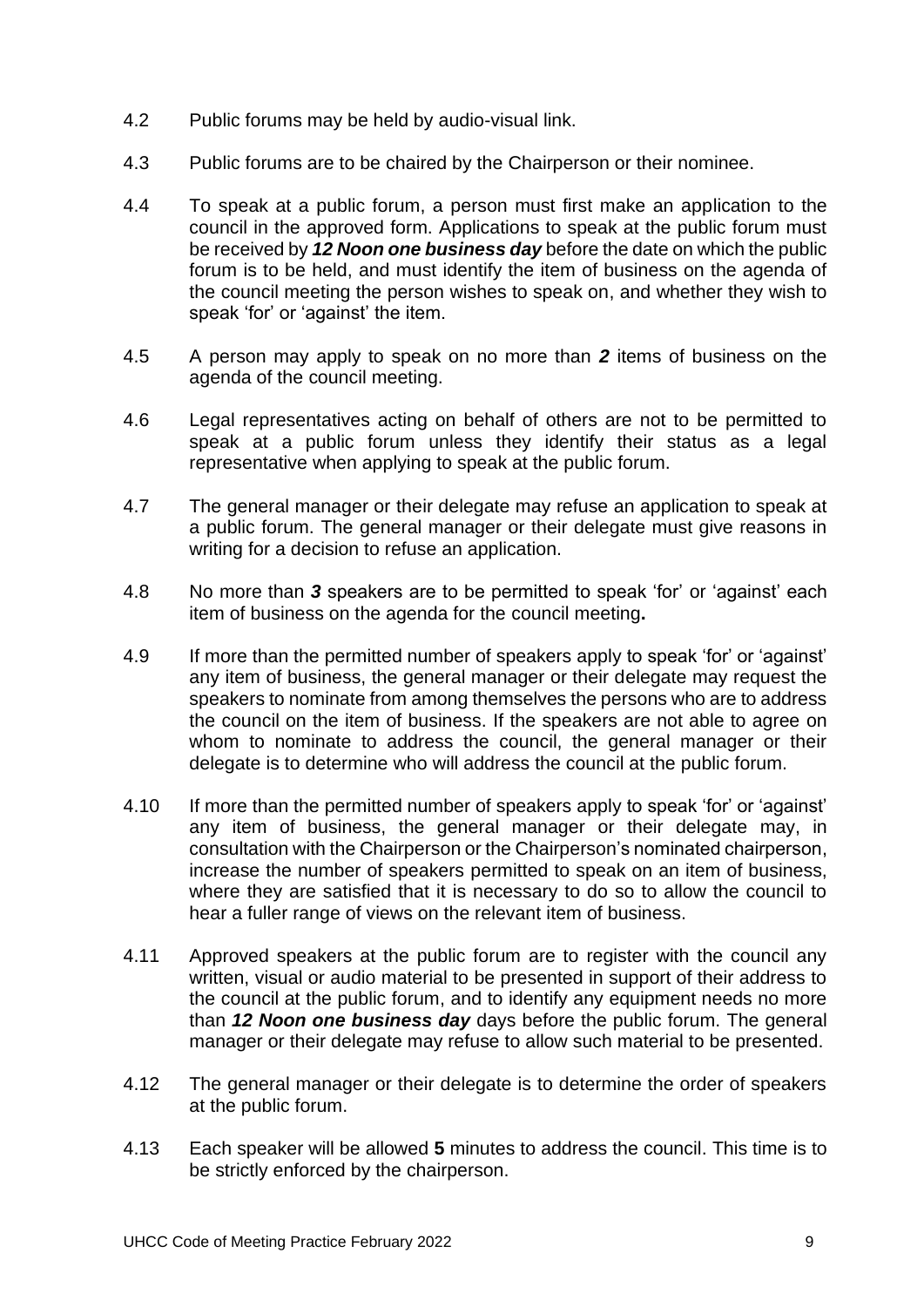4.2 Public forums may be held by audio-visual link.

4.3 Public forums are to be chaired by the Chairperson or their nominee.

4.4 To speak at a public forum, a person must first make an application to the council in the approved form. Applications to speak at the public forum must be received by ***12 Noon one business day*** before the date on which the public forum is to be held, and must identify the item of business on the agenda of the council meeting the person wishes to speak on, and whether they wish to speak 'for' or 'against' the item.

4.5 A person may apply to speak on no more than ***2*** items of business on the agenda of the council meeting.

4.6 Legal representatives acting on behalf of others are not to be permitted to speak at a public forum unless they identify their status as a legal representative when applying to speak at the public forum.

4.7 The general manager or their delegate may refuse an application to speak at a public forum. The general manager or their delegate must give reasons in writing for a decision to refuse an application.

4.8 No more than ***3*** speakers are to be permitted to speak 'for' or 'against' each item of business on the agenda for the council meeting**.**

4.9 If more than the permitted number of speakers apply to speak 'for' or 'against' any item of business, the general manager or their delegate may request the speakers to nominate from among themselves the persons who are to address the council on the item of business. If the speakers are not able to agree on whom to nominate to address the council, the general manager or their delegate is to determine who will address the council at the public forum.

4.10 If more than the permitted number of speakers apply to speak 'for' or 'against' any item of business, the general manager or their delegate may, in consultation with the Chairperson or the Chairperson's nominated chairperson, increase the number of speakers permitted to speak on an item of business, where they are satisfied that it is necessary to do so to allow the council to hear a fuller range of views on the relevant item of business.

4.11 Approved speakers at the public forum are to register with the council any written, visual or audio material to be presented in support of their address to the council at the public forum, and to identify any equipment needs no more than ***12 Noon one business day*** days before the public forum. The general manager or their delegate may refuse to allow such material to be presented.

4.12 The general manager or their delegate is to determine the order of speakers at the public forum.

4.13 Each speaker will be allowed **5** minutes to address the council. This time is to be strictly enforced by the chairperson.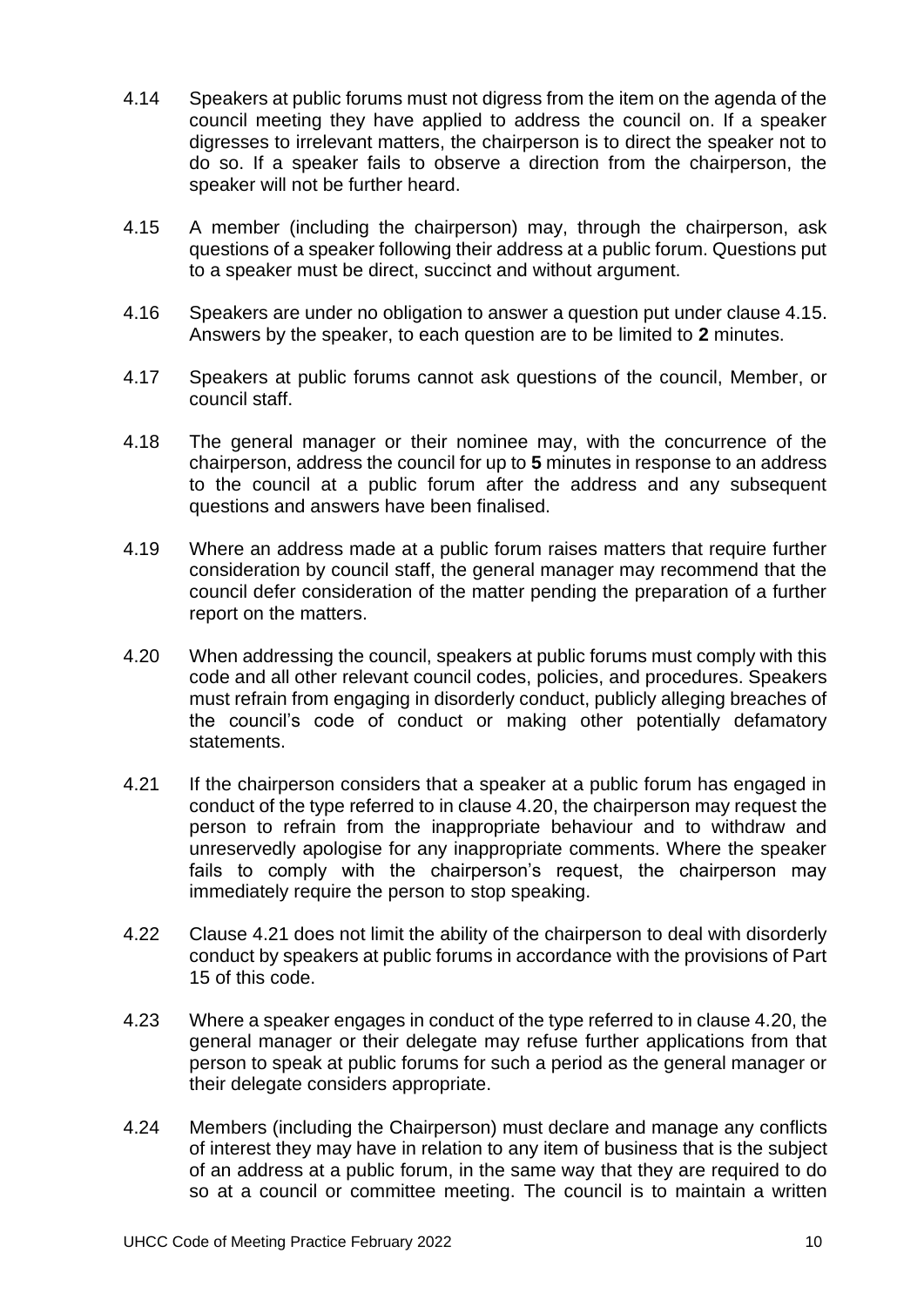4.14 Speakers at public forums must not digress from the item on the agenda of the council meeting they have applied to address the council on. If a speaker digresses to irrelevant matters, the chairperson is to direct the speaker not to do so. If a speaker fails to observe a direction from the chairperson, the speaker will not be further heard.

4.15 A member (including the chairperson) may, through the chairperson, ask questions of a speaker following their address at a public forum. Questions put to a speaker must be direct, succinct and without argument.

4.16 Speakers are under no obligation to answer a question put under clause 4.15. Answers by the speaker, to each question are to be limited to **2** minutes.

4.17 Speakers at public forums cannot ask questions of the council, Member, or council staff.

4.18 The general manager or their nominee may, with the concurrence of the chairperson, address the council for up to **5** minutes in response to an address to the council at a public forum after the address and any subsequent questions and answers have been finalised.

4.19 Where an address made at a public forum raises matters that require further consideration by council staff, the general manager may recommend that the council defer consideration of the matter pending the preparation of a further report on the matters.

4.20 When addressing the council, speakers at public forums must comply with this code and all other relevant council codes, policies, and procedures. Speakers must refrain from engaging in disorderly conduct, publicly alleging breaches of the council's code of conduct or making other potentially defamatory statements.

4.21 If the chairperson considers that a speaker at a public forum has engaged in conduct of the type referred to in clause 4.20, the chairperson may request the person to refrain from the inappropriate behaviour and to withdraw and unreservedly apologise for any inappropriate comments. Where the speaker fails to comply with the chairperson's request, the chairperson may immediately require the person to stop speaking.

4.22 Clause 4.21 does not limit the ability of the chairperson to deal with disorderly conduct by speakers at public forums in accordance with the provisions of Part 15 of this code.

4.23 Where a speaker engages in conduct of the type referred to in clause 4.20, the general manager or their delegate may refuse further applications from that person to speak at public forums for such a period as the general manager or their delegate considers appropriate.

4.24 Members (including the Chairperson) must declare and manage any conflicts of interest they may have in relation to any item of business that is the subject of an address at a public forum, in the same way that they are required to do so at a council or committee meeting. The council is to maintain a written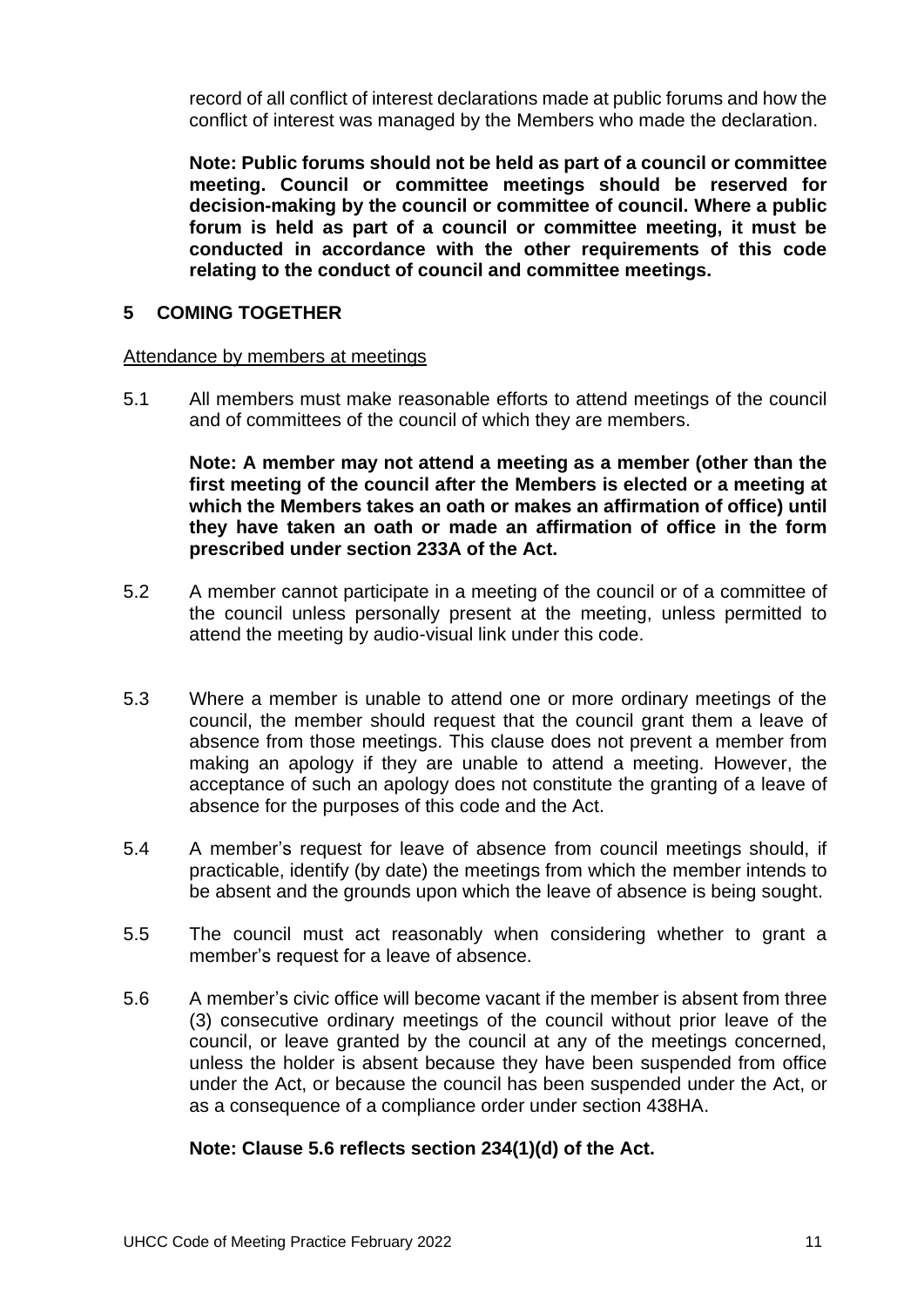record of all conflict of interest declarations made at public forums and how the conflict of interest was managed by the Members who made the declaration.

**Note: Public forums should not be held as part of a council or committee meeting. Council or committee meetings should be reserved for decision-making by the council or committee of council. Where a public forum is held as part of a council or committee meeting, it must be conducted in accordance with the other requirements of this code relating to the conduct of council and committee meetings.**

## 5 COMING TOGETHER

Attendance by members at meetings

5.1 All members must make reasonable efforts to attend meetings of the council and of committees of the council of which they are members.

**Note: A member may not attend a meeting as a member (other than the first meeting of the council after the Members is elected or a meeting at which the Members takes an oath or makes an affirmation of office) until they have taken an oath or made an affirmation of office in the form prescribed under section 233A of the Act.**

5.2 A member cannot participate in a meeting of the council or of a committee of the council unless personally present at the meeting, unless permitted to attend the meeting by audio-visual link under this code.

5.3 Where a member is unable to attend one or more ordinary meetings of the council, the member should request that the council grant them a leave of absence from those meetings. This clause does not prevent a member from making an apology if they are unable to attend a meeting. However, the acceptance of such an apology does not constitute the granting of a leave of absence for the purposes of this code and the Act.

5.4 A member's request for leave of absence from council meetings should, if practicable, identify (by date) the meetings from which the member intends to be absent and the grounds upon which the leave of absence is being sought.

5.5 The council must act reasonably when considering whether to grant a member's request for a leave of absence.

5.6 A member's civic office will become vacant if the member is absent from three (3) consecutive ordinary meetings of the council without prior leave of the council, or leave granted by the council at any of the meetings concerned, unless the holder is absent because they have been suspended from office under the Act, or because the council has been suspended under the Act, or as a consequence of a compliance order under section 438HA.

**Note: Clause 5.6 reflects section 234(1)(d) of the Act.**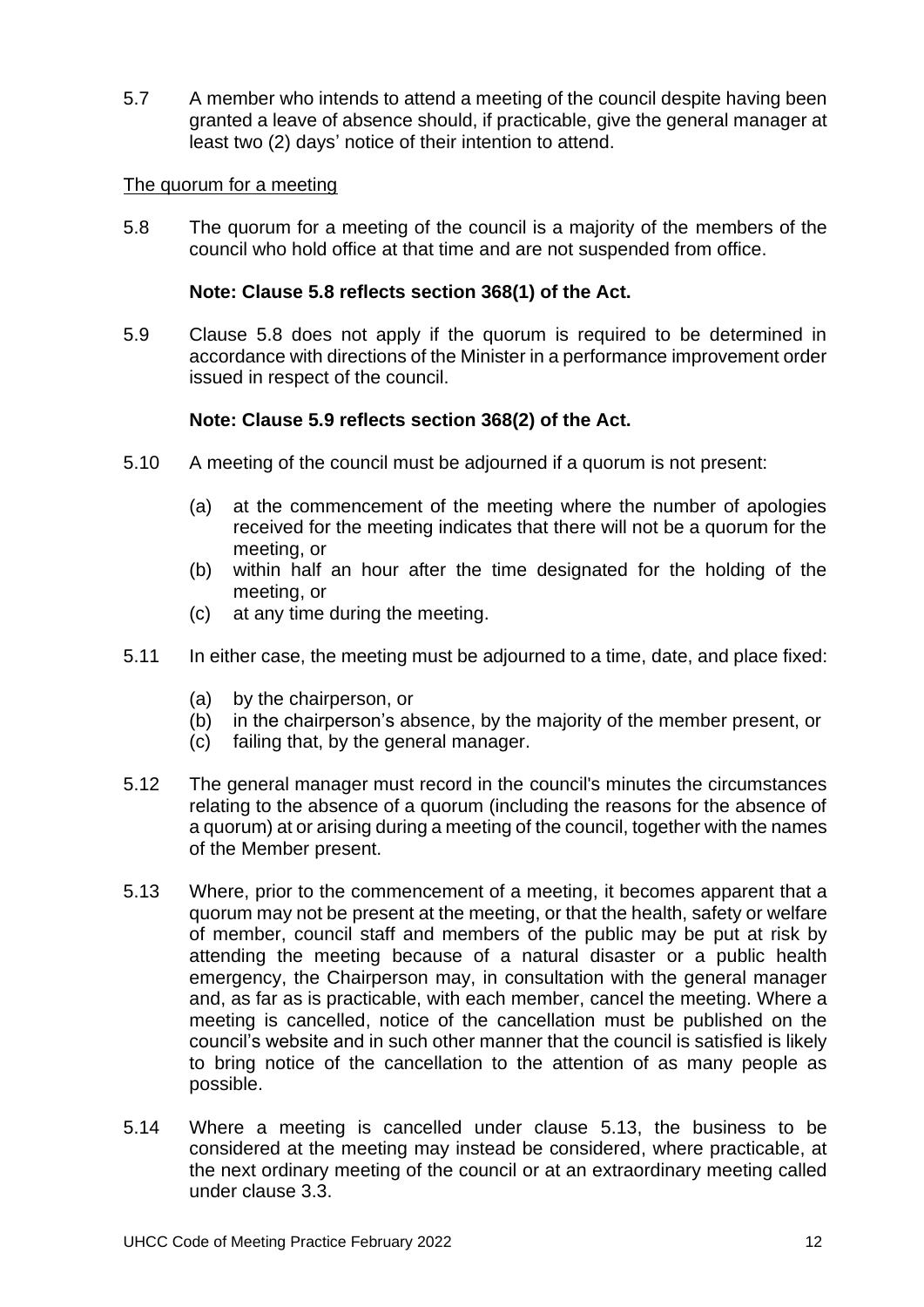5.7 A member who intends to attend a meeting of the council despite having been granted a leave of absence should, if practicable, give the general manager at least two (2) days' notice of their intention to attend.

<u>The quorum for a meeting</u>

5.8 The quorum for a meeting of the council is a majority of the members of the council who hold office at that time and are not suspended from office.

**Note: Clause 5.8 reflects section 368(1) of the Act.**

5.9 Clause 5.8 does not apply if the quorum is required to be determined in accordance with directions of the Minister in a performance improvement order issued in respect of the council.

**Note: Clause 5.9 reflects section 368(2) of the Act.**

5.10 A meeting of the council must be adjourned if a quorum is not present:

- (a) at the commencement of the meeting where the number of apologies received for the meeting indicates that there will not be a quorum for the meeting, or
- (b) within half an hour after the time designated for the holding of the meeting, or
- (c) at any time during the meeting.

5.11 In either case, the meeting must be adjourned to a time, date, and place fixed:

- (a) by the chairperson, or
- (b) in the chairperson's absence, by the majority of the member present, or
- (c) failing that, by the general manager.

5.12 The general manager must record in the council's minutes the circumstances relating to the absence of a quorum (including the reasons for the absence of a quorum) at or arising during a meeting of the council, together with the names of the Member present.

5.13 Where, prior to the commencement of a meeting, it becomes apparent that a quorum may not be present at the meeting, or that the health, safety or welfare of member, council staff and members of the public may be put at risk by attending the meeting because of a natural disaster or a public health emergency, the Chairperson may, in consultation with the general manager and, as far as is practicable, with each member, cancel the meeting. Where a meeting is cancelled, notice of the cancellation must be published on the council's website and in such other manner that the council is satisfied is likely to bring notice of the cancellation to the attention of as many people as possible.

5.14 Where a meeting is cancelled under clause 5.13, the business to be considered at the meeting may instead be considered, where practicable, at the next ordinary meeting of the council or at an extraordinary meeting called under clause 3.3.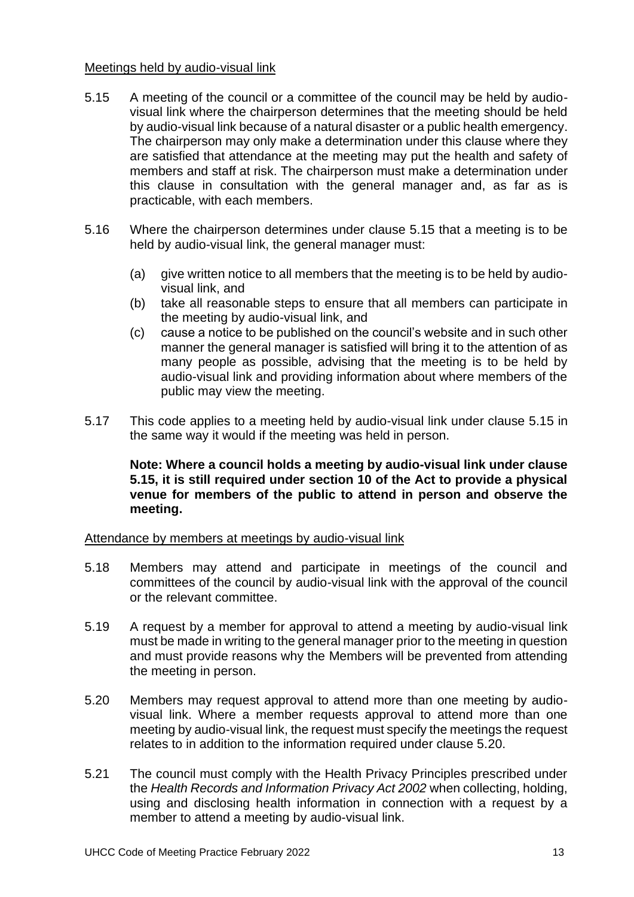Meetings held by audio-visual link

5.15 A meeting of the council or a committee of the council may be held by audio-visual link where the chairperson determines that the meeting should be held by audio-visual link because of a natural disaster or a public health emergency. The chairperson may only make a determination under this clause where they are satisfied that attendance at the meeting may put the health and safety of members and staff at risk. The chairperson must make a determination under this clause in consultation with the general manager and, as far as is practicable, with each members.

5.16 Where the chairperson determines under clause 5.15 that a meeting is to be held by audio-visual link, the general manager must:

- (a) give written notice to all members that the meeting is to be held by audio-visual link, and
- (b) take all reasonable steps to ensure that all members can participate in the meeting by audio-visual link, and
- (c) cause a notice to be published on the council's website and in such other manner the general manager is satisfied will bring it to the attention of as many people as possible, advising that the meeting is to be held by audio-visual link and providing information about where members of the public may view the meeting.

5.17 This code applies to a meeting held by audio-visual link under clause 5.15 in the same way it would if the meeting was held in person.

**Note: Where a council holds a meeting by audio-visual link under clause 5.15, it is still required under section 10 of the Act to provide a physical venue for members of the public to attend in person and observe the meeting.**

Attendance by members at meetings by audio-visual link

5.18 Members may attend and participate in meetings of the council and committees of the council by audio-visual link with the approval of the council or the relevant committee.

5.19 A request by a member for approval to attend a meeting by audio-visual link must be made in writing to the general manager prior to the meeting in question and must provide reasons why the Members will be prevented from attending the meeting in person.

5.20 Members may request approval to attend more than one meeting by audio-visual link. Where a member requests approval to attend more than one meeting by audio-visual link, the request must specify the meetings the request relates to in addition to the information required under clause 5.20.

5.21 The council must comply with the Health Privacy Principles prescribed under the *Health Records and Information Privacy Act 2002* when collecting, holding, using and disclosing health information in connection with a request by a member to attend a meeting by audio-visual link.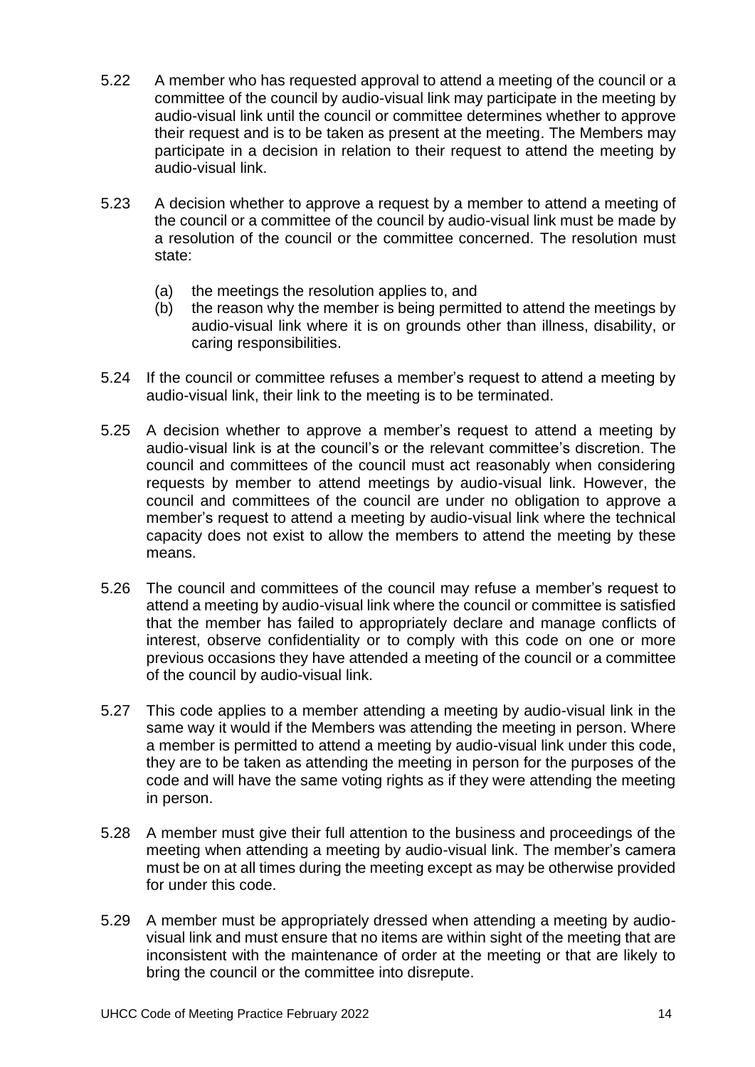5.22 A member who has requested approval to attend a meeting of the council or a committee of the council by audio-visual link may participate in the meeting by audio-visual link until the council or committee determines whether to approve their request and is to be taken as present at the meeting. The Members may participate in a decision in relation to their request to attend the meeting by audio-visual link.

5.23 A decision whether to approve a request by a member to attend a meeting of the council or a committee of the council by audio-visual link must be made by a resolution of the council or the committee concerned. The resolution must state:

(a) the meetings the resolution applies to, and
(b) the reason why the member is being permitted to attend the meetings by audio-visual link where it is on grounds other than illness, disability, or caring responsibilities.

5.24 If the council or committee refuses a member's request to attend a meeting by audio-visual link, their link to the meeting is to be terminated.

5.25 A decision whether to approve a member's request to attend a meeting by audio-visual link is at the council's or the relevant committee's discretion. The council and committees of the council must act reasonably when considering requests by member to attend meetings by audio-visual link. However, the council and committees of the council are under no obligation to approve a member's request to attend a meeting by audio-visual link where the technical capacity does not exist to allow the members to attend the meeting by these means.

5.26 The council and committees of the council may refuse a member's request to attend a meeting by audio-visual link where the council or committee is satisfied that the member has failed to appropriately declare and manage conflicts of interest, observe confidentiality or to comply with this code on one or more previous occasions they have attended a meeting of the council or a committee of the council by audio-visual link.

5.27 This code applies to a member attending a meeting by audio-visual link in the same way it would if the Members was attending the meeting in person. Where a member is permitted to attend a meeting by audio-visual link under this code, they are to be taken as attending the meeting in person for the purposes of the code and will have the same voting rights as if they were attending the meeting in person.

5.28 A member must give their full attention to the business and proceedings of the meeting when attending a meeting by audio-visual link. The member's camera must be on at all times during the meeting except as may be otherwise provided for under this code.

5.29 A member must be appropriately dressed when attending a meeting by audio-visual link and must ensure that no items are within sight of the meeting that are inconsistent with the maintenance of order at the meeting or that are likely to bring the council or the committee into disrepute.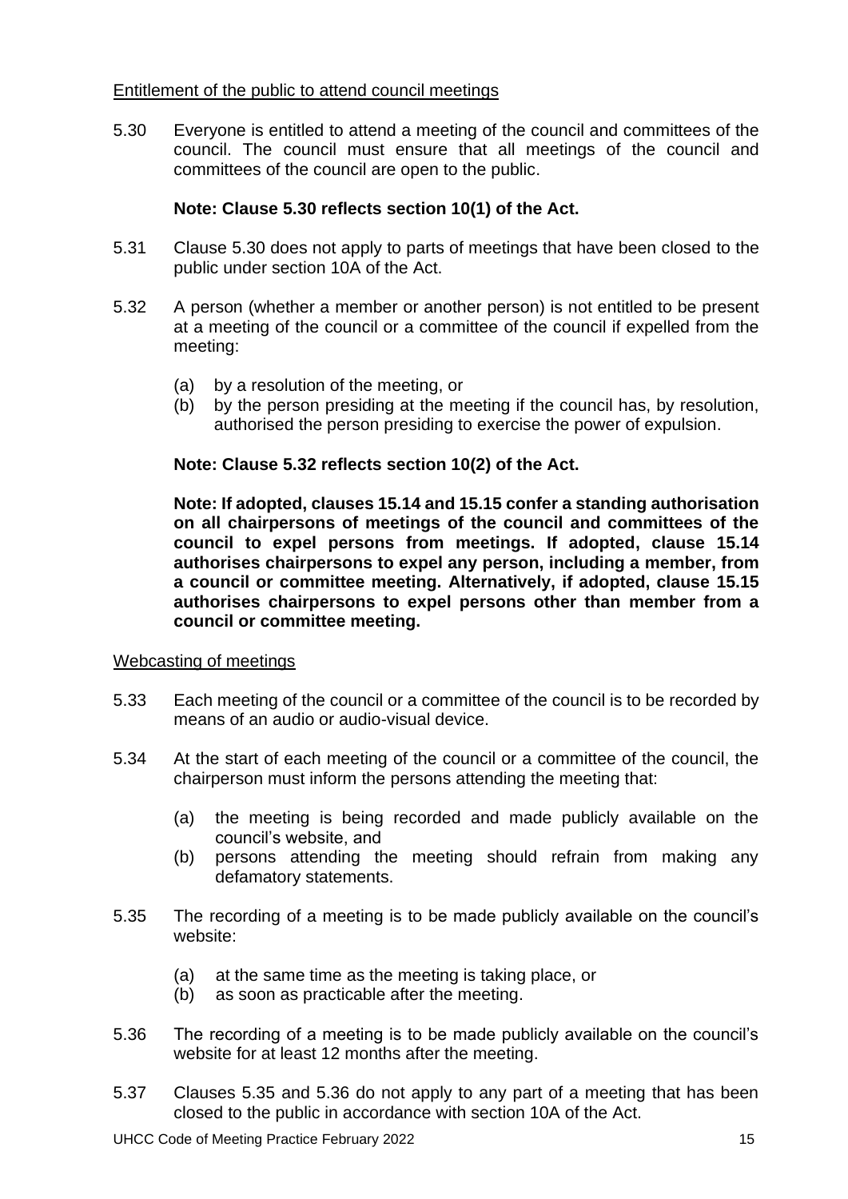Entitlement of the public to attend council meetings

5.30 Everyone is entitled to attend a meeting of the council and committees of the council. The council must ensure that all meetings of the council and committees of the council are open to the public.

**Note: Clause 5.30 reflects section 10(1) of the Act.**

5.31 Clause 5.30 does not apply to parts of meetings that have been closed to the public under section 10A of the Act.

5.32 A person (whether a member or another person) is not entitled to be present at a meeting of the council or a committee of the council if expelled from the meeting:

(a) by a resolution of the meeting, or
(b) by the person presiding at the meeting if the council has, by resolution, authorised the person presiding to exercise the power of expulsion.

**Note: Clause 5.32 reflects section 10(2) of the Act.**

**Note: If adopted, clauses 15.14 and 15.15 confer a standing authorisation on all chairpersons of meetings of the council and committees of the council to expel persons from meetings. If adopted, clause 15.14 authorises chairpersons to expel any person, including a member, from a council or committee meeting. Alternatively, if adopted, clause 15.15 authorises chairpersons to expel persons other than member from a council or committee meeting.**

Webcasting of meetings

5.33 Each meeting of the council or a committee of the council is to be recorded by means of an audio or audio-visual device.

5.34 At the start of each meeting of the council or a committee of the council, the chairperson must inform the persons attending the meeting that:

(a) the meeting is being recorded and made publicly available on the council's website, and
(b) persons attending the meeting should refrain from making any defamatory statements.

5.35 The recording of a meeting is to be made publicly available on the council's website:

(a) at the same time as the meeting is taking place, or
(b) as soon as practicable after the meeting.

5.36 The recording of a meeting is to be made publicly available on the council's website for at least 12 months after the meeting.

5.37 Clauses 5.35 and 5.36 do not apply to any part of a meeting that has been closed to the public in accordance with section 10A of the Act.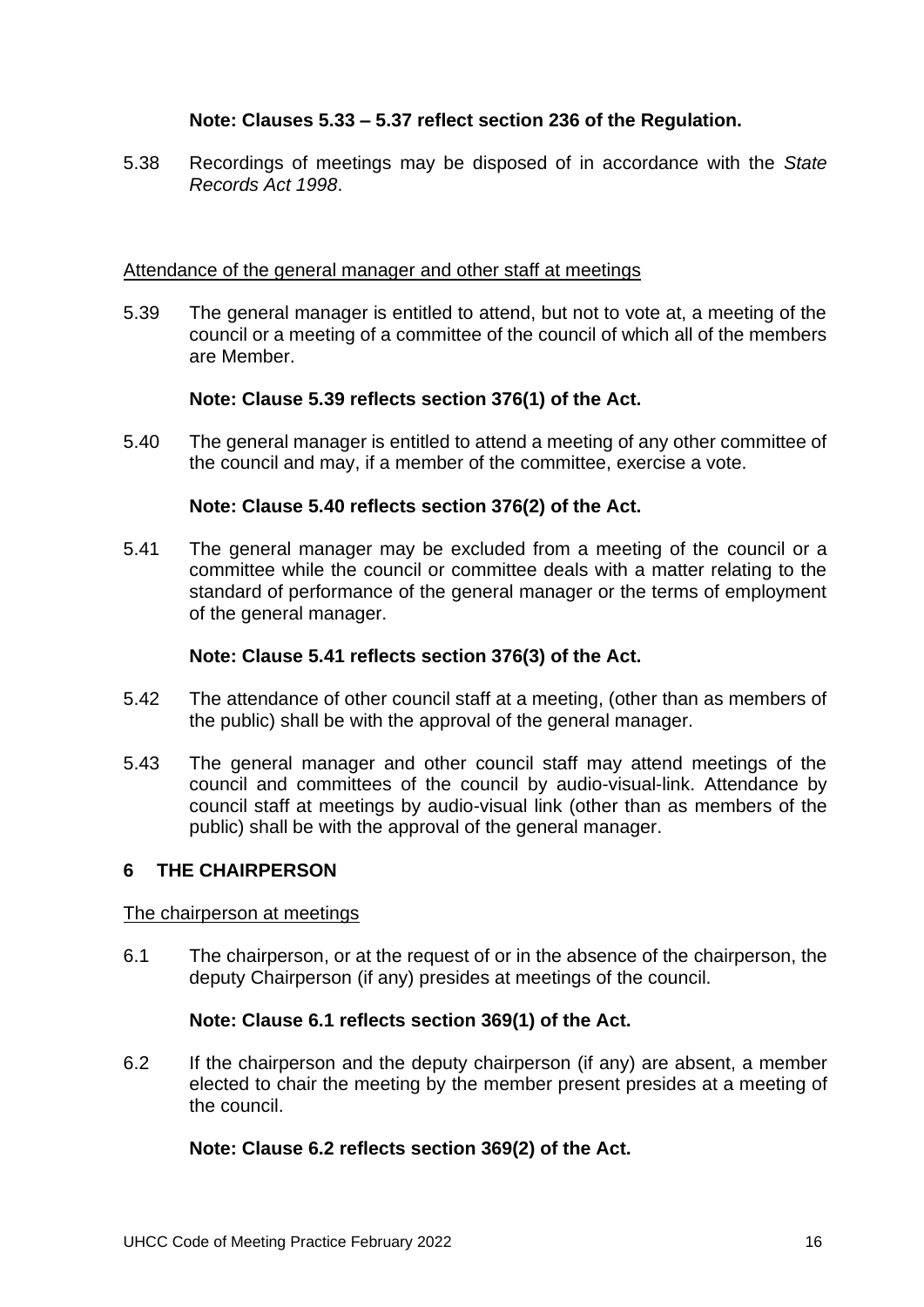**Note: Clauses 5.33 – 5.37 reflect section 236 of the Regulation.**

5.38 Recordings of meetings may be disposed of in accordance with the *State Records Act 1998*.

Attendance of the general manager and other staff at meetings

5.39 The general manager is entitled to attend, but not to vote at, a meeting of the council or a meeting of a committee of the council of which all of the members are Member.

**Note: Clause 5.39 reflects section 376(1) of the Act.**

5.40 The general manager is entitled to attend a meeting of any other committee of the council and may, if a member of the committee, exercise a vote.

**Note: Clause 5.40 reflects section 376(2) of the Act.**

5.41 The general manager may be excluded from a meeting of the council or a committee while the council or committee deals with a matter relating to the standard of performance of the general manager or the terms of employment of the general manager.

**Note: Clause 5.41 reflects section 376(3) of the Act.**

5.42 The attendance of other council staff at a meeting, (other than as members of the public) shall be with the approval of the general manager.

5.43 The general manager and other council staff may attend meetings of the council and committees of the council by audio-visual-link. Attendance by council staff at meetings by audio-visual link (other than as members of the public) shall be with the approval of the general manager.

## 6 THE CHAIRPERSON

The chairperson at meetings

6.1 The chairperson, or at the request of or in the absence of the chairperson, the deputy Chairperson (if any) presides at meetings of the council.

**Note: Clause 6.1 reflects section 369(1) of the Act.**

6.2 If the chairperson and the deputy chairperson (if any) are absent, a member elected to chair the meeting by the member present presides at a meeting of the council.

**Note: Clause 6.2 reflects section 369(2) of the Act.**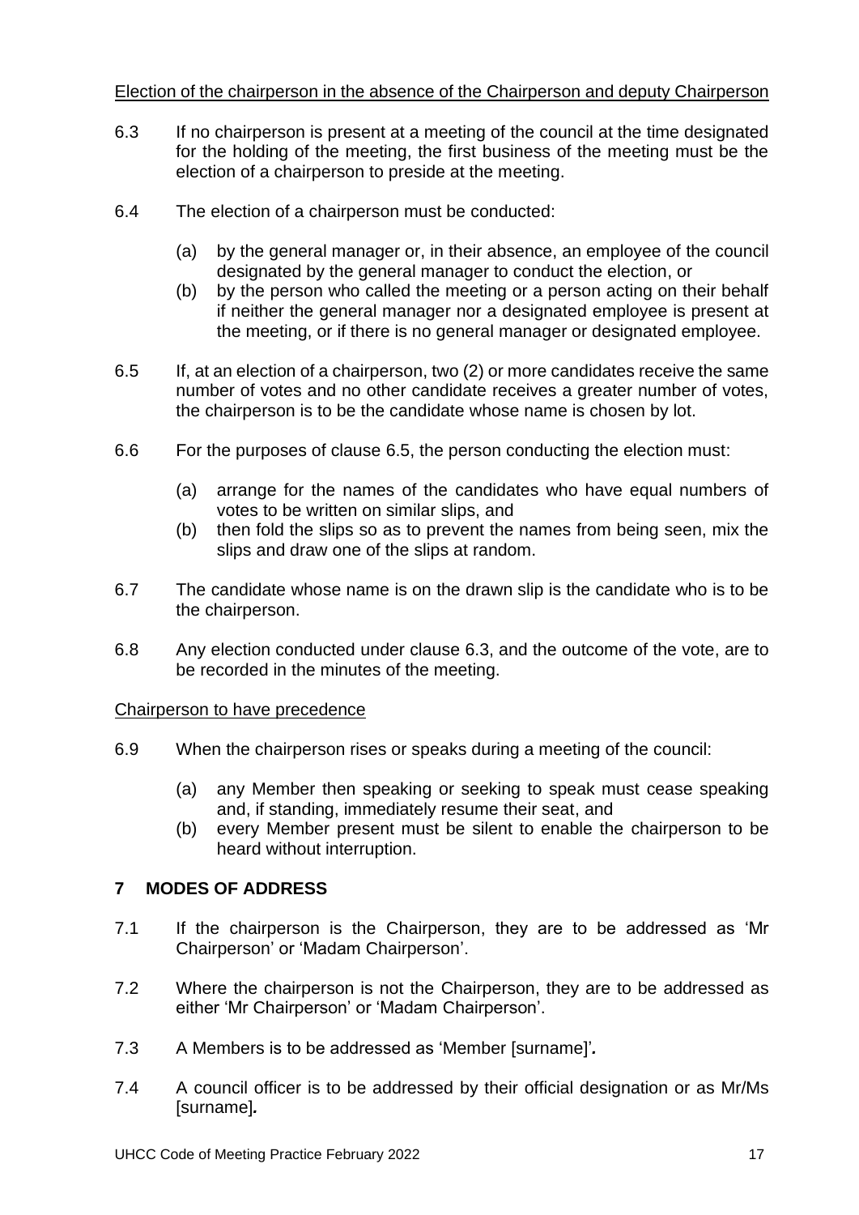Election of the chairperson in the absence of the Chairperson and deputy Chairperson

6.3 If no chairperson is present at a meeting of the council at the time designated for the holding of the meeting, the first business of the meeting must be the election of a chairperson to preside at the meeting.

6.4 The election of a chairperson must be conducted:

(a) by the general manager or, in their absence, an employee of the council designated by the general manager to conduct the election, or
(b) by the person who called the meeting or a person acting on their behalf if neither the general manager nor a designated employee is present at the meeting, or if there is no general manager or designated employee.

6.5 If, at an election of a chairperson, two (2) or more candidates receive the same number of votes and no other candidate receives a greater number of votes, the chairperson is to be the candidate whose name is chosen by lot.

6.6 For the purposes of clause 6.5, the person conducting the election must:

(a) arrange for the names of the candidates who have equal numbers of votes to be written on similar slips, and
(b) then fold the slips so as to prevent the names from being seen, mix the slips and draw one of the slips at random.

6.7 The candidate whose name is on the drawn slip is the candidate who is to be the chairperson.

6.8 Any election conducted under clause 6.3, and the outcome of the vote, are to be recorded in the minutes of the meeting.

Chairperson to have precedence

6.9 When the chairperson rises or speaks during a meeting of the council:

(a) any Member then speaking or seeking to speak must cease speaking and, if standing, immediately resume their seat, and
(b) every Member present must be silent to enable the chairperson to be heard without interruption.

## 7 MODES OF ADDRESS

7.1 If the chairperson is the Chairperson, they are to be addressed as 'Mr Chairperson' or 'Madam Chairperson'.

7.2 Where the chairperson is not the Chairperson, they are to be addressed as either 'Mr Chairperson' or 'Madam Chairperson'.

7.3 A Members is to be addressed as 'Member [surname]'*.*

7.4 A council officer is to be addressed by their official designation or as Mr/Ms [surname]*.*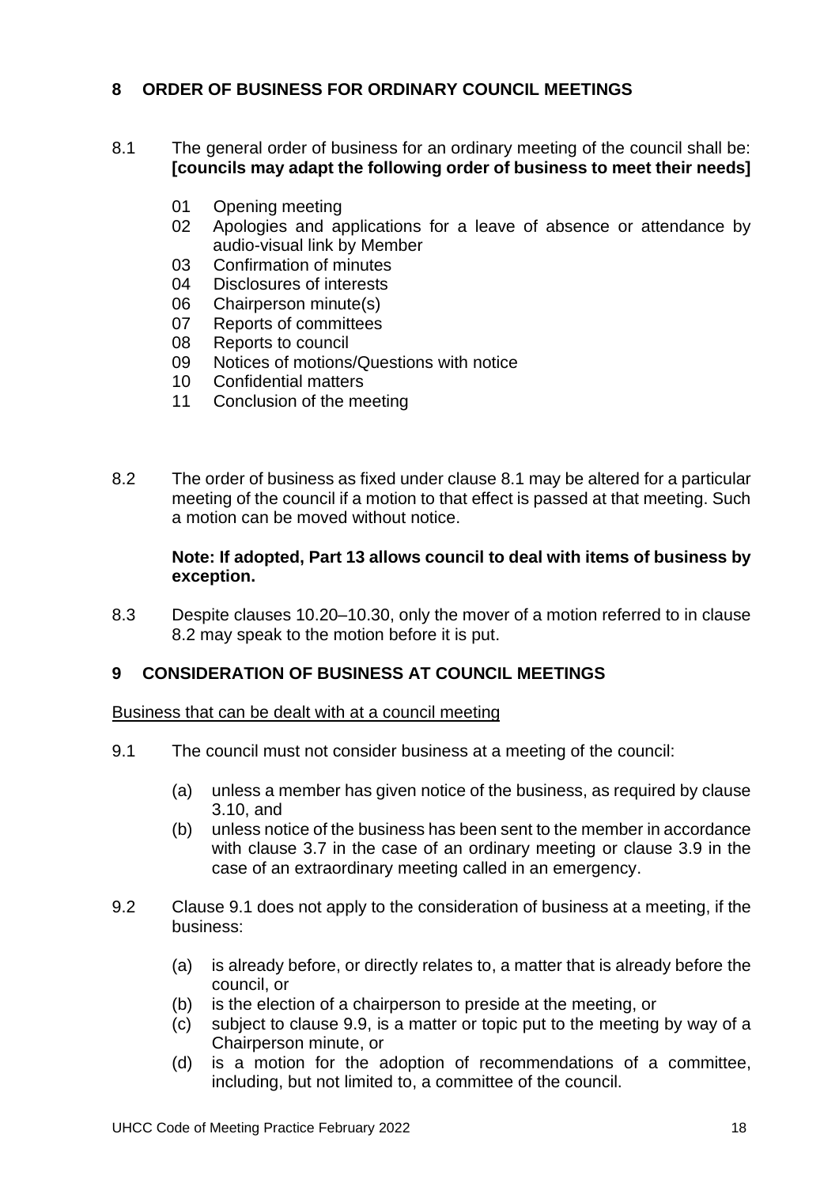## 8 ORDER OF BUSINESS FOR ORDINARY COUNCIL MEETINGS

8.1 The general order of business for an ordinary meeting of the council shall be: **[councils may adapt the following order of business to meet their needs]**

- 01 Opening meeting
- 02 Apologies and applications for a leave of absence or attendance by audio-visual link by Member
- 03 Confirmation of minutes
- 04 Disclosures of interests
- 06 Chairperson minute(s)
- 07 Reports of committees
- 08 Reports to council
- 09 Notices of motions/Questions with notice
- 10 Confidential matters
- 11 Conclusion of the meeting

8.2 The order of business as fixed under clause 8.1 may be altered for a particular meeting of the council if a motion to that effect is passed at that meeting. Such a motion can be moved without notice.

**Note: If adopted, Part 13 allows council to deal with items of business by exception.**

8.3 Despite clauses 10.20–10.30, only the mover of a motion referred to in clause 8.2 may speak to the motion before it is put.

## 9 CONSIDERATION OF BUSINESS AT COUNCIL MEETINGS

<u>Business that can be dealt with at a council meeting</u>

9.1 The council must not consider business at a meeting of the council:

- (a) unless a member has given notice of the business, as required by clause 3.10, and
- (b) unless notice of the business has been sent to the member in accordance with clause 3.7 in the case of an ordinary meeting or clause 3.9 in the case of an extraordinary meeting called in an emergency.

9.2 Clause 9.1 does not apply to the consideration of business at a meeting, if the business:

- (a) is already before, or directly relates to, a matter that is already before the council, or
- (b) is the election of a chairperson to preside at the meeting, or
- (c) subject to clause 9.9, is a matter or topic put to the meeting by way of a Chairperson minute, or
- (d) is a motion for the adoption of recommendations of a committee, including, but not limited to, a committee of the council.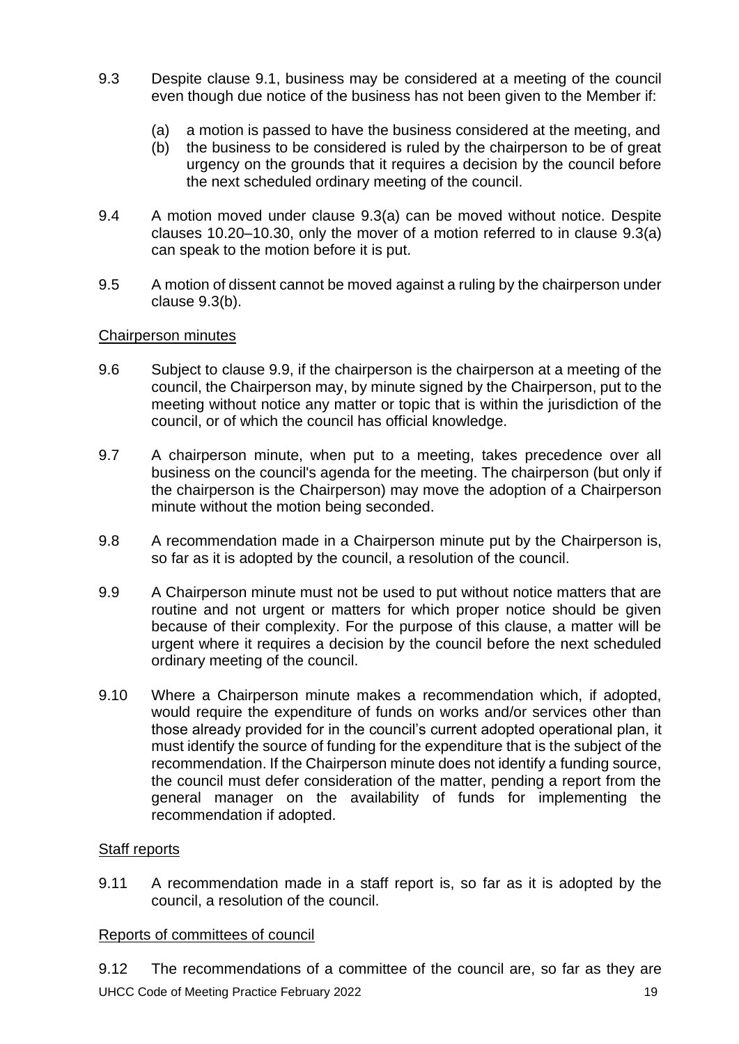9.3 Despite clause 9.1, business may be considered at a meeting of the council even though due notice of the business has not been given to the Member if:

(a) a motion is passed to have the business considered at the meeting, and
(b) the business to be considered is ruled by the chairperson to be of great urgency on the grounds that it requires a decision by the council before the next scheduled ordinary meeting of the council.

9.4 A motion moved under clause 9.3(a) can be moved without notice. Despite clauses 10.20–10.30, only the mover of a motion referred to in clause 9.3(a) can speak to the motion before it is put.

9.5 A motion of dissent cannot be moved against a ruling by the chairperson under clause 9.3(b).

Chairperson minutes

9.6 Subject to clause 9.9, if the chairperson is the chairperson at a meeting of the council, the Chairperson may, by minute signed by the Chairperson, put to the meeting without notice any matter or topic that is within the jurisdiction of the council, or of which the council has official knowledge.

9.7 A chairperson minute, when put to a meeting, takes precedence over all business on the council's agenda for the meeting. The chairperson (but only if the chairperson is the Chairperson) may move the adoption of a Chairperson minute without the motion being seconded.

9.8 A recommendation made in a Chairperson minute put by the Chairperson is, so far as it is adopted by the council, a resolution of the council.

9.9 A Chairperson minute must not be used to put without notice matters that are routine and not urgent or matters for which proper notice should be given because of their complexity. For the purpose of this clause, a matter will be urgent where it requires a decision by the council before the next scheduled ordinary meeting of the council.

9.10 Where a Chairperson minute makes a recommendation which, if adopted, would require the expenditure of funds on works and/or services other than those already provided for in the council's current adopted operational plan, it must identify the source of funding for the expenditure that is the subject of the recommendation. If the Chairperson minute does not identify a funding source, the council must defer consideration of the matter, pending a report from the general manager on the availability of funds for implementing the recommendation if adopted.

Staff reports

9.11 A recommendation made in a staff report is, so far as it is adopted by the council, a resolution of the council.

Reports of committees of council

9.12 The recommendations of a committee of the council are, so far as they are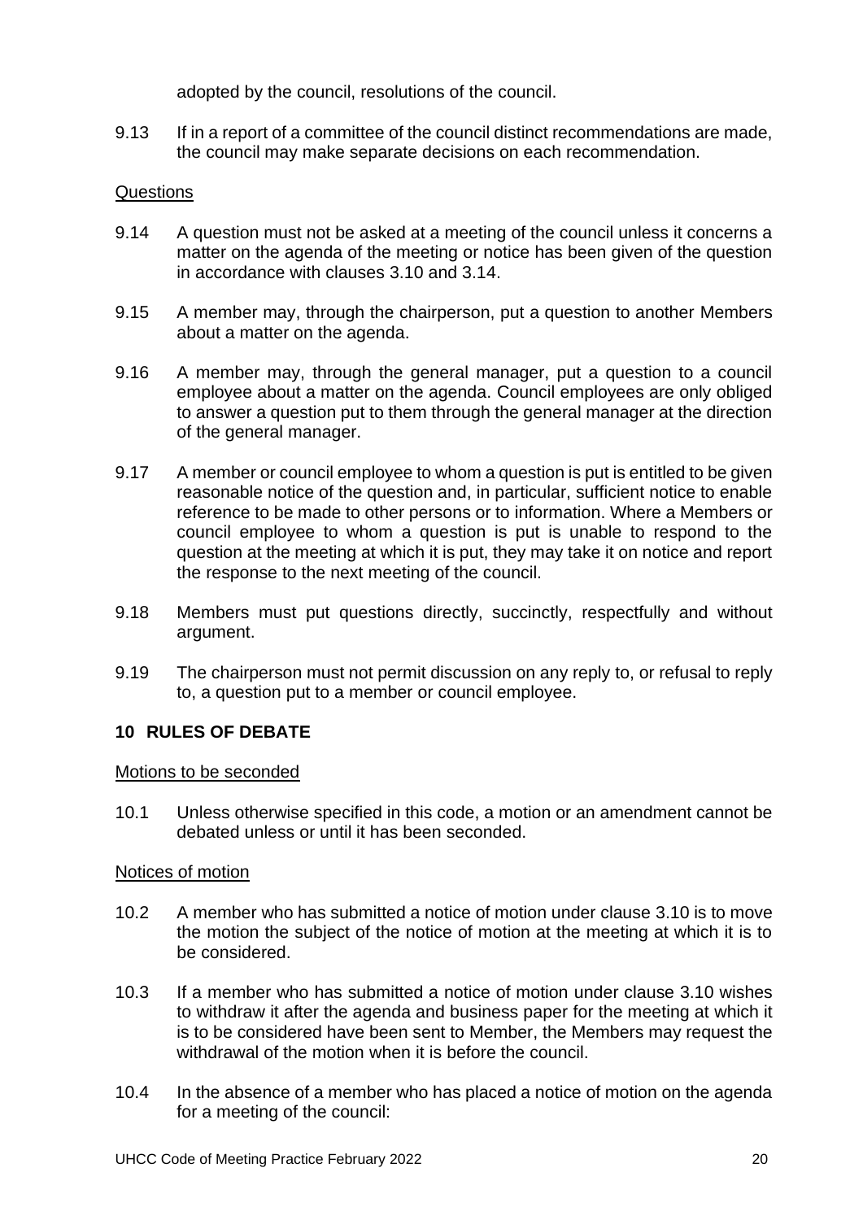adopted by the council, resolutions of the council.

9.13 If in a report of a committee of the council distinct recommendations are made, the council may make separate decisions on each recommendation.

Questions

9.14 A question must not be asked at a meeting of the council unless it concerns a matter on the agenda of the meeting or notice has been given of the question in accordance with clauses 3.10 and 3.14.

9.15 A member may, through the chairperson, put a question to another Members about a matter on the agenda.

9.16 A member may, through the general manager, put a question to a council employee about a matter on the agenda. Council employees are only obliged to answer a question put to them through the general manager at the direction of the general manager.

9.17 A member or council employee to whom a question is put is entitled to be given reasonable notice of the question and, in particular, sufficient notice to enable reference to be made to other persons or to information. Where a Members or council employee to whom a question is put is unable to respond to the question at the meeting at which it is put, they may take it on notice and report the response to the next meeting of the council.

9.18 Members must put questions directly, succinctly, respectfully and without argument.

9.19 The chairperson must not permit discussion on any reply to, or refusal to reply to, a question put to a member or council employee.

## 10 RULES OF DEBATE

Motions to be seconded

10.1 Unless otherwise specified in this code, a motion or an amendment cannot be debated unless or until it has been seconded.

Notices of motion

10.2 A member who has submitted a notice of motion under clause 3.10 is to move the motion the subject of the notice of motion at the meeting at which it is to be considered.

10.3 If a member who has submitted a notice of motion under clause 3.10 wishes to withdraw it after the agenda and business paper for the meeting at which it is to be considered have been sent to Member, the Members may request the withdrawal of the motion when it is before the council.

10.4 In the absence of a member who has placed a notice of motion on the agenda for a meeting of the council: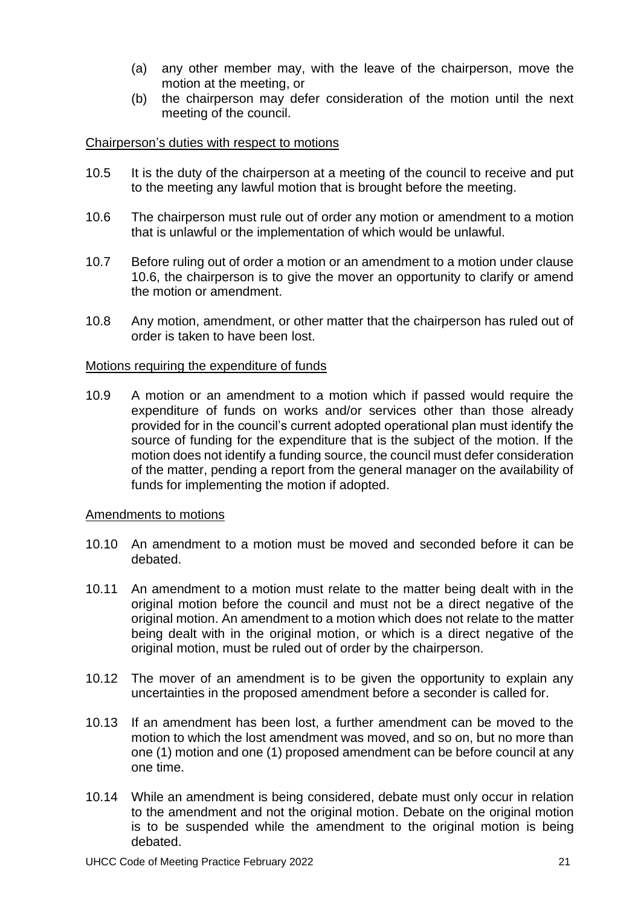(a) any other member may, with the leave of the chairperson, move the motion at the meeting, or
(b) the chairperson may defer consideration of the motion until the next meeting of the council.

Chairperson's duties with respect to motions

10.5 It is the duty of the chairperson at a meeting of the council to receive and put to the meeting any lawful motion that is brought before the meeting.

10.6 The chairperson must rule out of order any motion or amendment to a motion that is unlawful or the implementation of which would be unlawful.

10.7 Before ruling out of order a motion or an amendment to a motion under clause 10.6, the chairperson is to give the mover an opportunity to clarify or amend the motion or amendment.

10.8 Any motion, amendment, or other matter that the chairperson has ruled out of order is taken to have been lost.

Motions requiring the expenditure of funds

10.9 A motion or an amendment to a motion which if passed would require the expenditure of funds on works and/or services other than those already provided for in the council's current adopted operational plan must identify the source of funding for the expenditure that is the subject of the motion. If the motion does not identify a funding source, the council must defer consideration of the matter, pending a report from the general manager on the availability of funds for implementing the motion if adopted.

Amendments to motions

10.10 An amendment to a motion must be moved and seconded before it can be debated.

10.11 An amendment to a motion must relate to the matter being dealt with in the original motion before the council and must not be a direct negative of the original motion. An amendment to a motion which does not relate to the matter being dealt with in the original motion, or which is a direct negative of the original motion, must be ruled out of order by the chairperson.

10.12 The mover of an amendment is to be given the opportunity to explain any uncertainties in the proposed amendment before a seconder is called for.

10.13 If an amendment has been lost, a further amendment can be moved to the motion to which the lost amendment was moved, and so on, but no more than one (1) motion and one (1) proposed amendment can be before council at any one time.

10.14 While an amendment is being considered, debate must only occur in relation to the amendment and not the original motion. Debate on the original motion is to be suspended while the amendment to the original motion is being debated.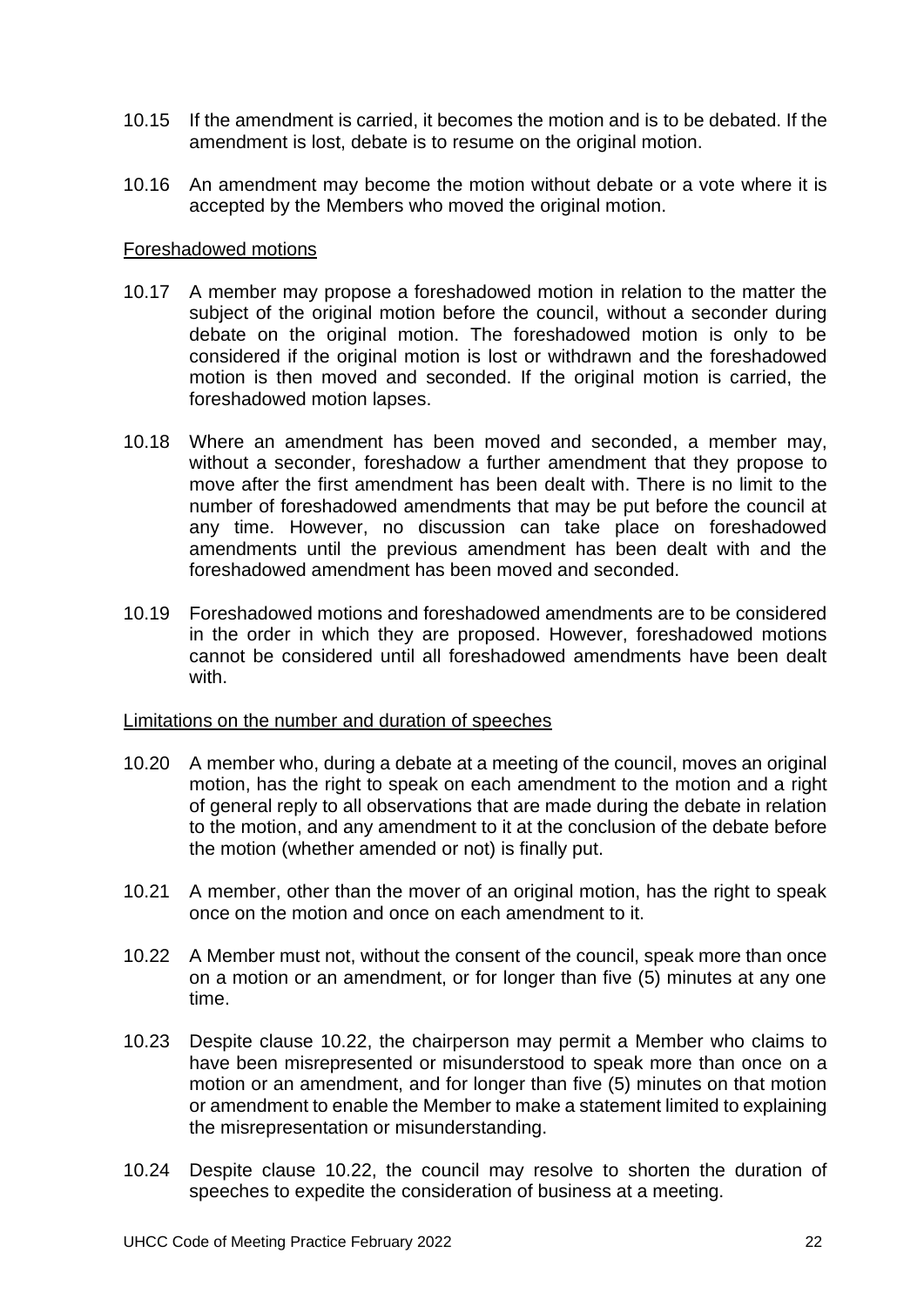10.15 If the amendment is carried, it becomes the motion and is to be debated. If the amendment is lost, debate is to resume on the original motion.

10.16 An amendment may become the motion without debate or a vote where it is accepted by the Members who moved the original motion.

Foreshadowed motions

10.17 A member may propose a foreshadowed motion in relation to the matter the subject of the original motion before the council, without a seconder during debate on the original motion. The foreshadowed motion is only to be considered if the original motion is lost or withdrawn and the foreshadowed motion is then moved and seconded. If the original motion is carried, the foreshadowed motion lapses.

10.18 Where an amendment has been moved and seconded, a member may, without a seconder, foreshadow a further amendment that they propose to move after the first amendment has been dealt with. There is no limit to the number of foreshadowed amendments that may be put before the council at any time. However, no discussion can take place on foreshadowed amendments until the previous amendment has been dealt with and the foreshadowed amendment has been moved and seconded.

10.19 Foreshadowed motions and foreshadowed amendments are to be considered in the order in which they are proposed. However, foreshadowed motions cannot be considered until all foreshadowed amendments have been dealt with.

Limitations on the number and duration of speeches

10.20 A member who, during a debate at a meeting of the council, moves an original motion, has the right to speak on each amendment to the motion and a right of general reply to all observations that are made during the debate in relation to the motion, and any amendment to it at the conclusion of the debate before the motion (whether amended or not) is finally put.

10.21 A member, other than the mover of an original motion, has the right to speak once on the motion and once on each amendment to it.

10.22 A Member must not, without the consent of the council, speak more than once on a motion or an amendment, or for longer than five (5) minutes at any one time.

10.23 Despite clause 10.22, the chairperson may permit a Member who claims to have been misrepresented or misunderstood to speak more than once on a motion or an amendment, and for longer than five (5) minutes on that motion or amendment to enable the Member to make a statement limited to explaining the misrepresentation or misunderstanding.

10.24 Despite clause 10.22, the council may resolve to shorten the duration of speeches to expedite the consideration of business at a meeting.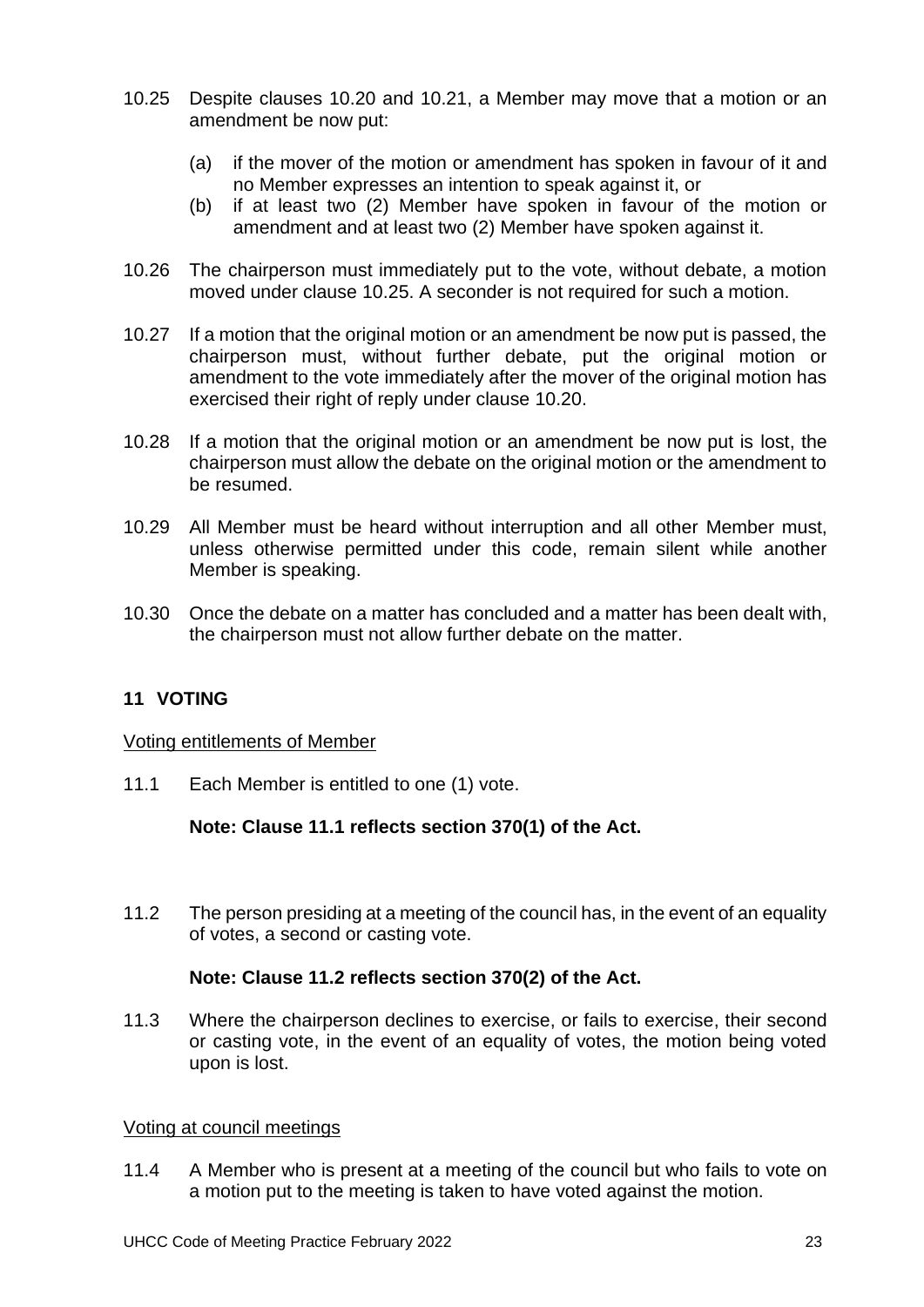10.25 Despite clauses 10.20 and 10.21, a Member may move that a motion or an amendment be now put:

(a) if the mover of the motion or amendment has spoken in favour of it and no Member expresses an intention to speak against it, or
(b) if at least two (2) Member have spoken in favour of the motion or amendment and at least two (2) Member have spoken against it.

10.26 The chairperson must immediately put to the vote, without debate, a motion moved under clause 10.25. A seconder is not required for such a motion.

10.27 If a motion that the original motion or an amendment be now put is passed, the chairperson must, without further debate, put the original motion or amendment to the vote immediately after the mover of the original motion has exercised their right of reply under clause 10.20.

10.28 If a motion that the original motion or an amendment be now put is lost, the chairperson must allow the debate on the original motion or the amendment to be resumed.

10.29 All Member must be heard without interruption and all other Member must, unless otherwise permitted under this code, remain silent while another Member is speaking.

10.30 Once the debate on a matter has concluded and a matter has been dealt with, the chairperson must not allow further debate on the matter.

## 11 VOTING

Voting entitlements of Member

11.1 Each Member is entitled to one (1) vote.

**Note: Clause 11.1 reflects section 370(1) of the Act.**

11.2 The person presiding at a meeting of the council has, in the event of an equality of votes, a second or casting vote.

**Note: Clause 11.2 reflects section 370(2) of the Act.**

11.3 Where the chairperson declines to exercise, or fails to exercise, their second or casting vote, in the event of an equality of votes, the motion being voted upon is lost.

Voting at council meetings

11.4 A Member who is present at a meeting of the council but who fails to vote on a motion put to the meeting is taken to have voted against the motion.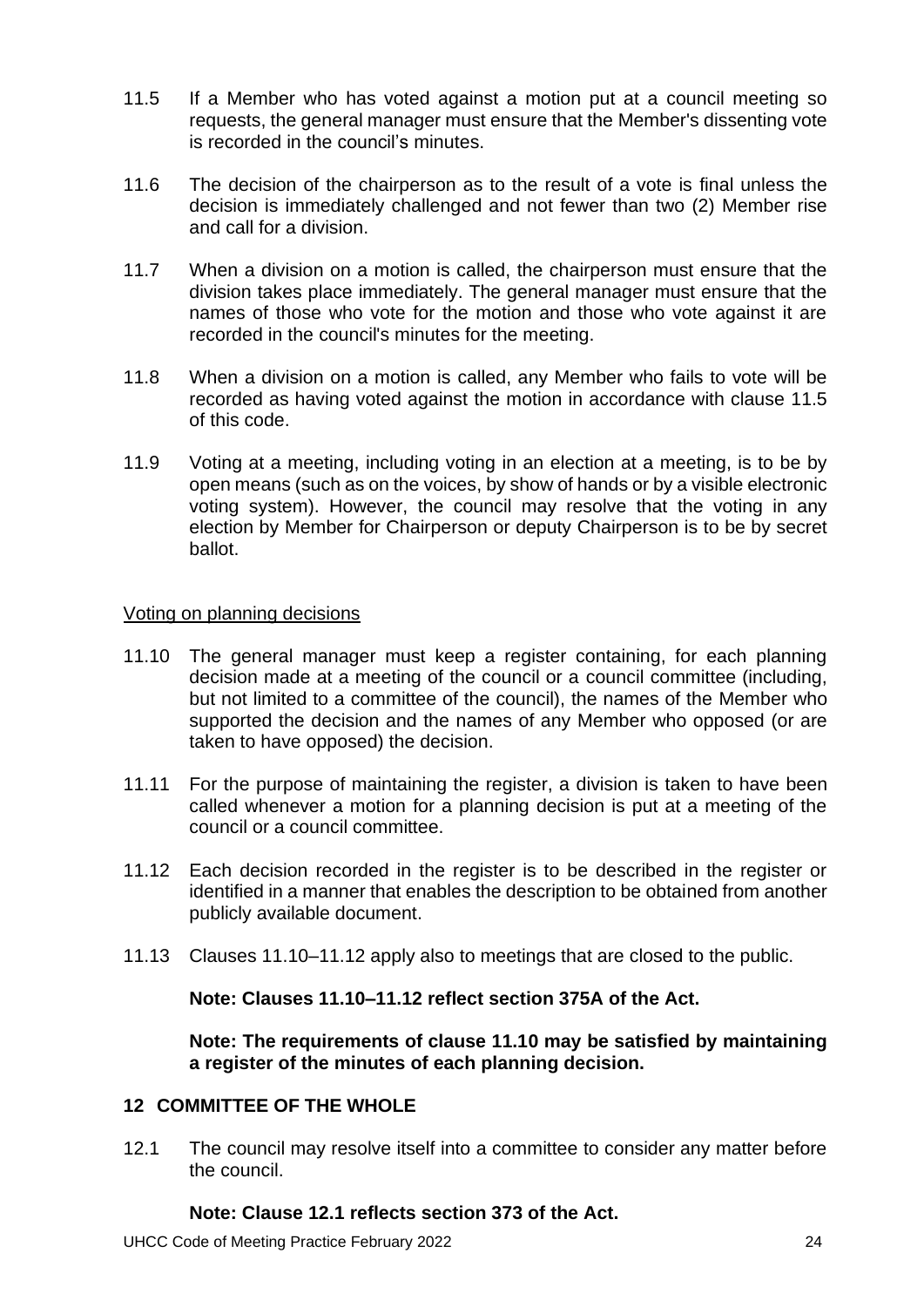11.5 If a Member who has voted against a motion put at a council meeting so requests, the general manager must ensure that the Member's dissenting vote is recorded in the council's minutes.

11.6 The decision of the chairperson as to the result of a vote is final unless the decision is immediately challenged and not fewer than two (2) Member rise and call for a division.

11.7 When a division on a motion is called, the chairperson must ensure that the division takes place immediately. The general manager must ensure that the names of those who vote for the motion and those who vote against it are recorded in the council's minutes for the meeting.

11.8 When a division on a motion is called, any Member who fails to vote will be recorded as having voted against the motion in accordance with clause 11.5 of this code.

11.9 Voting at a meeting, including voting in an election at a meeting, is to be by open means (such as on the voices, by show of hands or by a visible electronic voting system). However, the council may resolve that the voting in any election by Member for Chairperson or deputy Chairperson is to be by secret ballot.

<u>Voting on planning decisions</u>

11.10 The general manager must keep a register containing, for each planning decision made at a meeting of the council or a council committee (including, but not limited to a committee of the council), the names of the Member who supported the decision and the names of any Member who opposed (or are taken to have opposed) the decision.

11.11 For the purpose of maintaining the register, a division is taken to have been called whenever a motion for a planning decision is put at a meeting of the council or a council committee.

11.12 Each decision recorded in the register is to be described in the register or identified in a manner that enables the description to be obtained from another publicly available document.

11.13 Clauses 11.10–11.12 apply also to meetings that are closed to the public.

**Note: Clauses 11.10–11.12 reflect section 375A of the Act.**

**Note: The requirements of clause 11.10 may be satisfied by maintaining a register of the minutes of each planning decision.**

## 12 COMMITTEE OF THE WHOLE

12.1 The council may resolve itself into a committee to consider any matter before the council.

**Note: Clause 12.1 reflects section 373 of the Act.**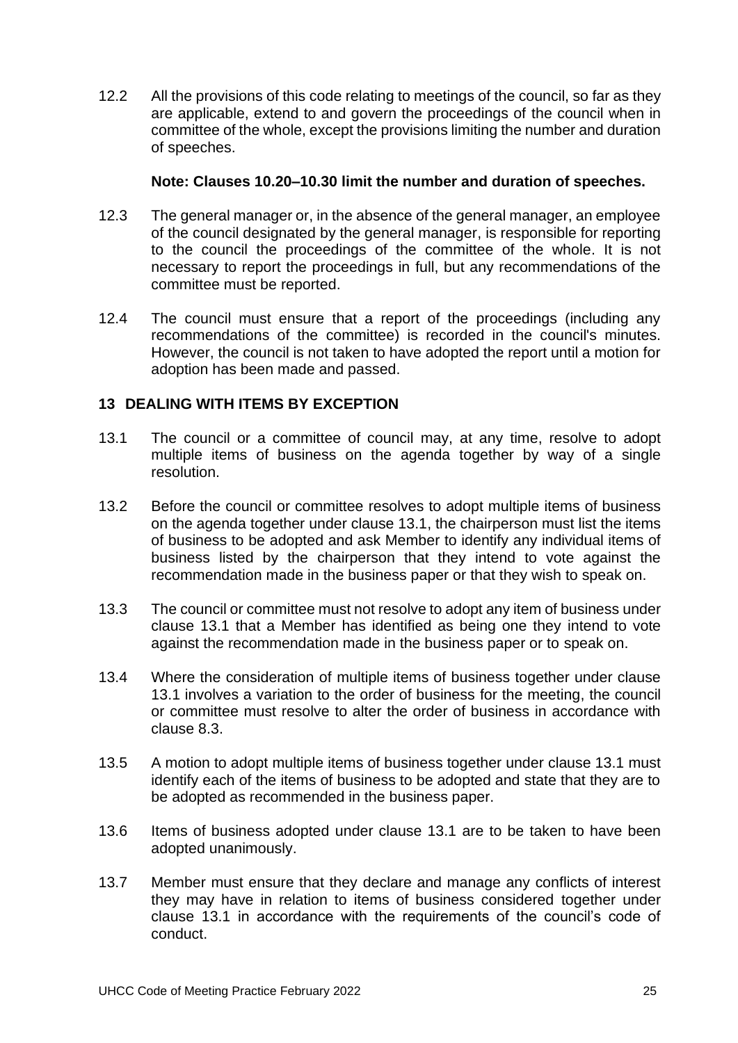12.2 All the provisions of this code relating to meetings of the council, so far as they are applicable, extend to and govern the proceedings of the council when in committee of the whole, except the provisions limiting the number and duration of speeches.

**Note: Clauses 10.20–10.30 limit the number and duration of speeches.**

12.3 The general manager or, in the absence of the general manager, an employee of the council designated by the general manager, is responsible for reporting to the council the proceedings of the committee of the whole. It is not necessary to report the proceedings in full, but any recommendations of the committee must be reported.

12.4 The council must ensure that a report of the proceedings (including any recommendations of the committee) is recorded in the council's minutes. However, the council is not taken to have adopted the report until a motion for adoption has been made and passed.

## 13 DEALING WITH ITEMS BY EXCEPTION

13.1 The council or a committee of council may, at any time, resolve to adopt multiple items of business on the agenda together by way of a single resolution.

13.2 Before the council or committee resolves to adopt multiple items of business on the agenda together under clause 13.1, the chairperson must list the items of business to be adopted and ask Member to identify any individual items of business listed by the chairperson that they intend to vote against the recommendation made in the business paper or that they wish to speak on.

13.3 The council or committee must not resolve to adopt any item of business under clause 13.1 that a Member has identified as being one they intend to vote against the recommendation made in the business paper or to speak on.

13.4 Where the consideration of multiple items of business together under clause 13.1 involves a variation to the order of business for the meeting, the council or committee must resolve to alter the order of business in accordance with clause 8.3.

13.5 A motion to adopt multiple items of business together under clause 13.1 must identify each of the items of business to be adopted and state that they are to be adopted as recommended in the business paper.

13.6 Items of business adopted under clause 13.1 are to be taken to have been adopted unanimously.

13.7 Member must ensure that they declare and manage any conflicts of interest they may have in relation to items of business considered together under clause 13.1 in accordance with the requirements of the council's code of conduct.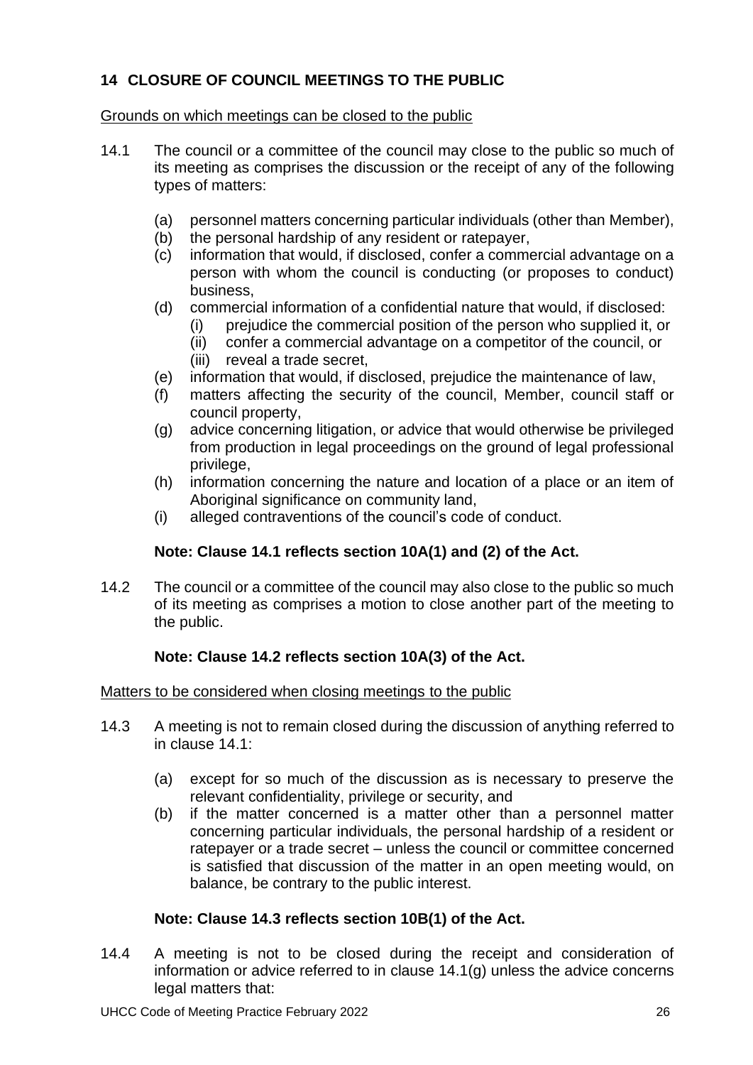## 14 CLOSURE OF COUNCIL MEETINGS TO THE PUBLIC

Grounds on which meetings can be closed to the public

14.1 The council or a committee of the council may close to the public so much of its meeting as comprises the discussion or the receipt of any of the following types of matters:

- (a) personnel matters concerning particular individuals (other than Member),
- (b) the personal hardship of any resident or ratepayer,
- (c) information that would, if disclosed, confer a commercial advantage on a person with whom the council is conducting (or proposes to conduct) business,
- (d) commercial information of a confidential nature that would, if disclosed:
  - (i) prejudice the commercial position of the person who supplied it, or
  - (ii) confer a commercial advantage on a competitor of the council, or
  - (iii) reveal a trade secret,
- (e) information that would, if disclosed, prejudice the maintenance of law,
- (f) matters affecting the security of the council, Member, council staff or council property,
- (g) advice concerning litigation, or advice that would otherwise be privileged from production in legal proceedings on the ground of legal professional privilege,
- (h) information concerning the nature and location of a place or an item of Aboriginal significance on community land,
- (i) alleged contraventions of the council's code of conduct.

**Note: Clause 14.1 reflects section 10A(1) and (2) of the Act.**

14.2 The council or a committee of the council may also close to the public so much of its meeting as comprises a motion to close another part of the meeting to the public.

**Note: Clause 14.2 reflects section 10A(3) of the Act.**

Matters to be considered when closing meetings to the public

14.3 A meeting is not to remain closed during the discussion of anything referred to in clause 14.1:

- (a) except for so much of the discussion as is necessary to preserve the relevant confidentiality, privilege or security, and
- (b) if the matter concerned is a matter other than a personnel matter concerning particular individuals, the personal hardship of a resident or ratepayer or a trade secret – unless the council or committee concerned is satisfied that discussion of the matter in an open meeting would, on balance, be contrary to the public interest.

**Note: Clause 14.3 reflects section 10B(1) of the Act.**

14.4 A meeting is not to be closed during the receipt and consideration of information or advice referred to in clause 14.1(g) unless the advice concerns legal matters that: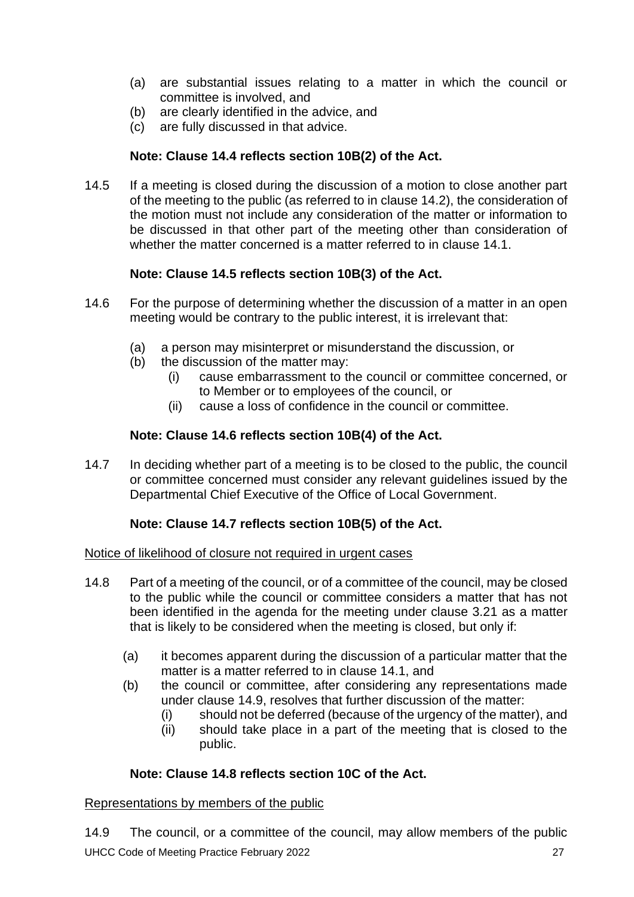(a) are substantial issues relating to a matter in which the council or committee is involved, and
(b) are clearly identified in the advice, and
(c) are fully discussed in that advice.

**Note: Clause 14.4 reflects section 10B(2) of the Act.**

14.5 If a meeting is closed during the discussion of a motion to close another part of the meeting to the public (as referred to in clause 14.2), the consideration of the motion must not include any consideration of the matter or information to be discussed in that other part of the meeting other than consideration of whether the matter concerned is a matter referred to in clause 14.1.

**Note: Clause 14.5 reflects section 10B(3) of the Act.**

14.6 For the purpose of determining whether the discussion of a matter in an open meeting would be contrary to the public interest, it is irrelevant that:

(a) a person may misinterpret or misunderstand the discussion, or
(b) the discussion of the matter may:
   (i) cause embarrassment to the council or committee concerned, or to Member or to employees of the council, or
   (ii) cause a loss of confidence in the council or committee.

**Note: Clause 14.6 reflects section 10B(4) of the Act.**

14.7 In deciding whether part of a meeting is to be closed to the public, the council or committee concerned must consider any relevant guidelines issued by the Departmental Chief Executive of the Office of Local Government.

**Note: Clause 14.7 reflects section 10B(5) of the Act.**

<u>Notice of likelihood of closure not required in urgent cases</u>

14.8 Part of a meeting of the council, or of a committee of the council, may be closed to the public while the council or committee considers a matter that has not been identified in the agenda for the meeting under clause 3.21 as a matter that is likely to be considered when the meeting is closed, but only if:

(a) it becomes apparent during the discussion of a particular matter that the matter is a matter referred to in clause 14.1, and
(b) the council or committee, after considering any representations made under clause 14.9, resolves that further discussion of the matter:
   (i) should not be deferred (because of the urgency of the matter), and
   (ii) should take place in a part of the meeting that is closed to the public.

**Note: Clause 14.8 reflects section 10C of the Act.**

<u>Representations by members of the public</u>

14.9 The council, or a committee of the council, may allow members of the public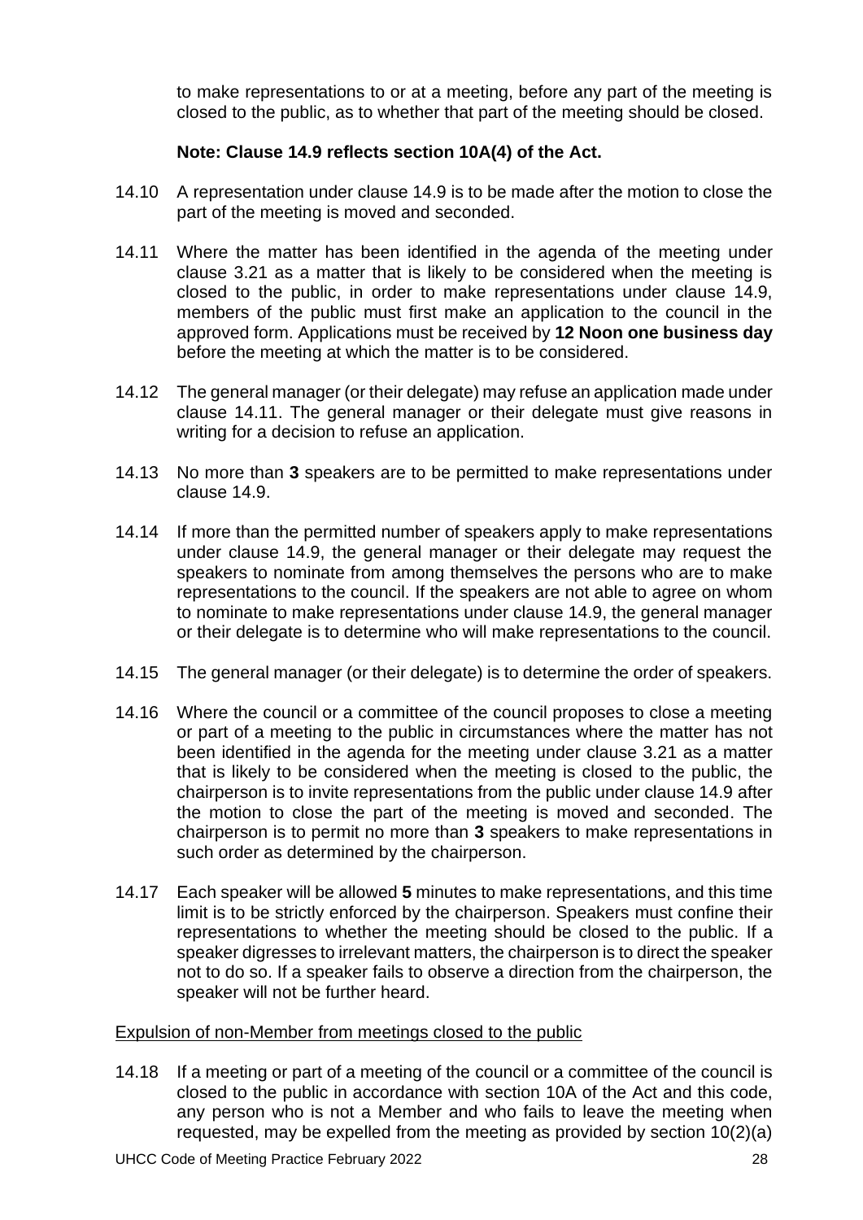to make representations to or at a meeting, before any part of the meeting is closed to the public, as to whether that part of the meeting should be closed.

**Note: Clause 14.9 reflects section 10A(4) of the Act.**

14.10 A representation under clause 14.9 is to be made after the motion to close the part of the meeting is moved and seconded.

14.11 Where the matter has been identified in the agenda of the meeting under clause 3.21 as a matter that is likely to be considered when the meeting is closed to the public, in order to make representations under clause 14.9, members of the public must first make an application to the council in the approved form. Applications must be received by **12 Noon one business day** before the meeting at which the matter is to be considered.

14.12 The general manager (or their delegate) may refuse an application made under clause 14.11. The general manager or their delegate must give reasons in writing for a decision to refuse an application.

14.13 No more than **3** speakers are to be permitted to make representations under clause 14.9.

14.14 If more than the permitted number of speakers apply to make representations under clause 14.9, the general manager or their delegate may request the speakers to nominate from among themselves the persons who are to make representations to the council. If the speakers are not able to agree on whom to nominate to make representations under clause 14.9, the general manager or their delegate is to determine who will make representations to the council.

14.15 The general manager (or their delegate) is to determine the order of speakers.

14.16 Where the council or a committee of the council proposes to close a meeting or part of a meeting to the public in circumstances where the matter has not been identified in the agenda for the meeting under clause 3.21 as a matter that is likely to be considered when the meeting is closed to the public, the chairperson is to invite representations from the public under clause 14.9 after the motion to close the part of the meeting is moved and seconded. The chairperson is to permit no more than **3** speakers to make representations in such order as determined by the chairperson.

14.17 Each speaker will be allowed **5** minutes to make representations, and this time limit is to be strictly enforced by the chairperson. Speakers must confine their representations to whether the meeting should be closed to the public. If a speaker digresses to irrelevant matters, the chairperson is to direct the speaker not to do so. If a speaker fails to observe a direction from the chairperson, the speaker will not be further heard.

<u>Expulsion of non-Member from meetings closed to the public</u>

14.18 If a meeting or part of a meeting of the council or a committee of the council is closed to the public in accordance with section 10A of the Act and this code, any person who is not a Member and who fails to leave the meeting when requested, may be expelled from the meeting as provided by section 10(2)(a)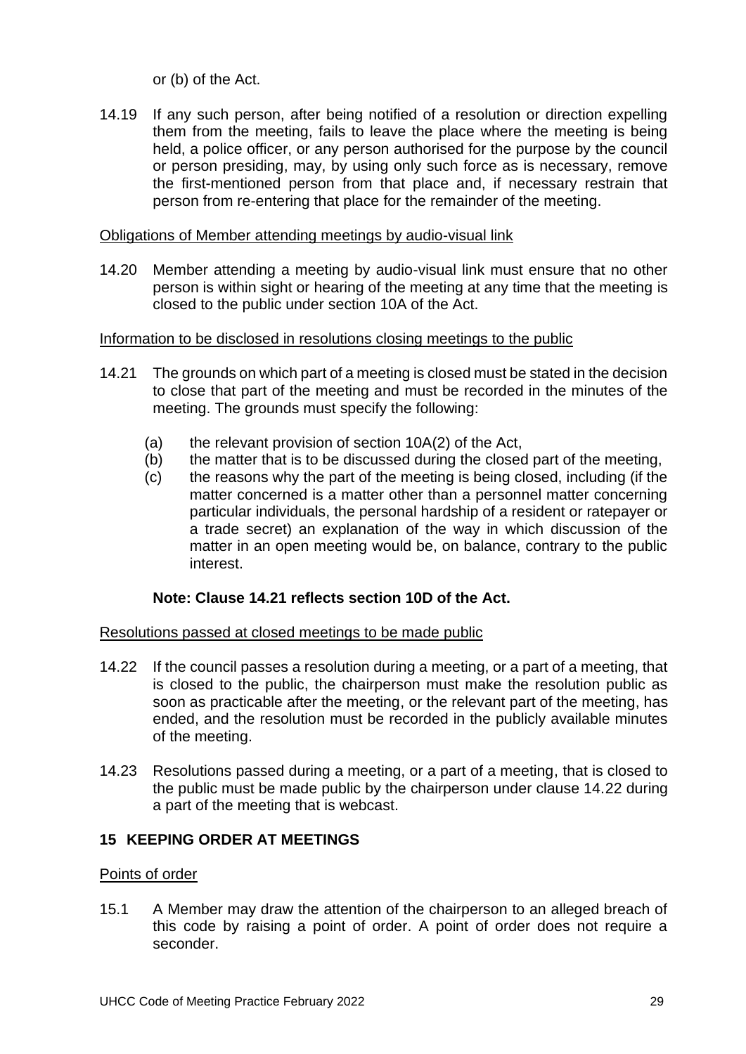or (b) of the Act.

14.19 If any such person, after being notified of a resolution or direction expelling them from the meeting, fails to leave the place where the meeting is being held, a police officer, or any person authorised for the purpose by the council or person presiding, may, by using only such force as is necessary, remove the first-mentioned person from that place and, if necessary restrain that person from re-entering that place for the remainder of the meeting.

<u>Obligations of Member attending meetings by audio-visual link</u>

14.20 Member attending a meeting by audio-visual link must ensure that no other person is within sight or hearing of the meeting at any time that the meeting is closed to the public under section 10A of the Act.

<u>Information to be disclosed in resolutions closing meetings to the public</u>

14.21 The grounds on which part of a meeting is closed must be stated in the decision to close that part of the meeting and must be recorded in the minutes of the meeting. The grounds must specify the following:

(a) the relevant provision of section 10A(2) of the Act,
(b) the matter that is to be discussed during the closed part of the meeting,
(c) the reasons why the part of the meeting is being closed, including (if the matter concerned is a matter other than a personnel matter concerning particular individuals, the personal hardship of a resident or ratepayer or a trade secret) an explanation of the way in which discussion of the matter in an open meeting would be, on balance, contrary to the public interest.

**Note: Clause 14.21 reflects section 10D of the Act.**

<u>Resolutions passed at closed meetings to be made public</u>

14.22 If the council passes a resolution during a meeting, or a part of a meeting, that is closed to the public, the chairperson must make the resolution public as soon as practicable after the meeting, or the relevant part of the meeting, has ended, and the resolution must be recorded in the publicly available minutes of the meeting.

14.23 Resolutions passed during a meeting, or a part of a meeting, that is closed to the public must be made public by the chairperson under clause 14.22 during a part of the meeting that is webcast.

## 15 KEEPING ORDER AT MEETINGS

<u>Points of order</u>

15.1 A Member may draw the attention of the chairperson to an alleged breach of this code by raising a point of order. A point of order does not require a seconder.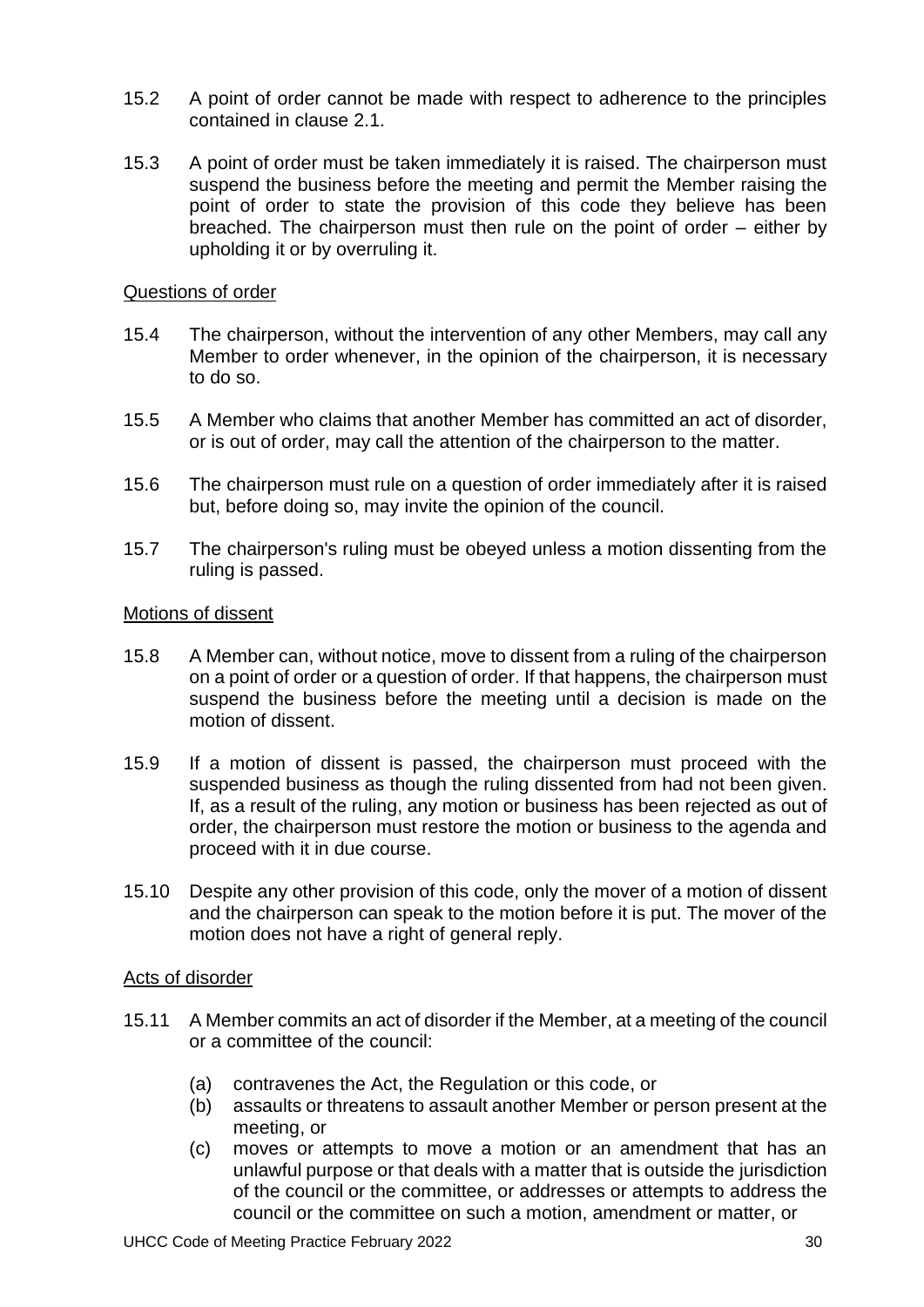15.2 A point of order cannot be made with respect to adherence to the principles contained in clause 2.1.

15.3 A point of order must be taken immediately it is raised. The chairperson must suspend the business before the meeting and permit the Member raising the point of order to state the provision of this code they believe has been breached. The chairperson must then rule on the point of order – either by upholding it or by overruling it.

Questions of order

15.4 The chairperson, without the intervention of any other Members, may call any Member to order whenever, in the opinion of the chairperson, it is necessary to do so.

15.5 A Member who claims that another Member has committed an act of disorder, or is out of order, may call the attention of the chairperson to the matter.

15.6 The chairperson must rule on a question of order immediately after it is raised but, before doing so, may invite the opinion of the council.

15.7 The chairperson's ruling must be obeyed unless a motion dissenting from the ruling is passed.

Motions of dissent

15.8 A Member can, without notice, move to dissent from a ruling of the chairperson on a point of order or a question of order. If that happens, the chairperson must suspend the business before the meeting until a decision is made on the motion of dissent.

15.9 If a motion of dissent is passed, the chairperson must proceed with the suspended business as though the ruling dissented from had not been given. If, as a result of the ruling, any motion or business has been rejected as out of order, the chairperson must restore the motion or business to the agenda and proceed with it in due course.

15.10 Despite any other provision of this code, only the mover of a motion of dissent and the chairperson can speak to the motion before it is put. The mover of the motion does not have a right of general reply.

Acts of disorder

15.11 A Member commits an act of disorder if the Member, at a meeting of the council or a committee of the council:

(a) contravenes the Act, the Regulation or this code, or
(b) assaults or threatens to assault another Member or person present at the meeting, or
(c) moves or attempts to move a motion or an amendment that has an unlawful purpose or that deals with a matter that is outside the jurisdiction of the council or the committee, or addresses or attempts to address the council or the committee on such a motion, amendment or matter, or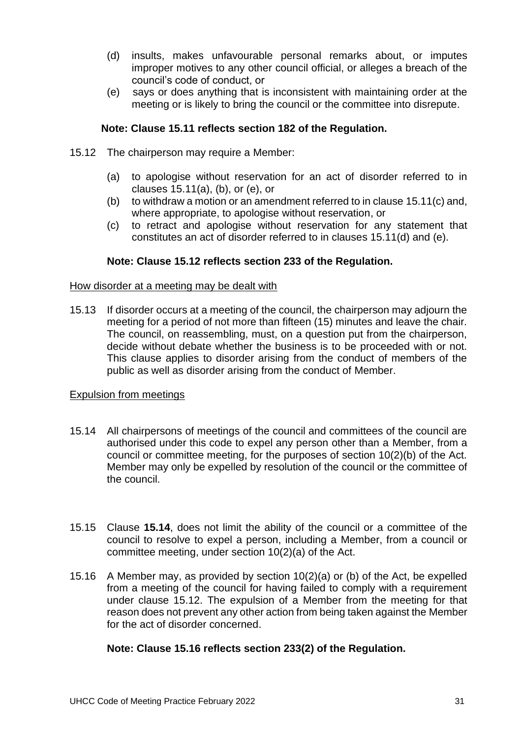(d) insults, makes unfavourable personal remarks about, or imputes improper motives to any other council official, or alleges a breach of the council's code of conduct, or

(e) says or does anything that is inconsistent with maintaining order at the meeting or is likely to bring the council or the committee into disrepute.

**Note: Clause 15.11 reflects section 182 of the Regulation.**

15.12 The chairperson may require a Member:

(a) to apologise without reservation for an act of disorder referred to in clauses 15.11(a), (b), or (e), or

(b) to withdraw a motion or an amendment referred to in clause 15.11(c) and, where appropriate, to apologise without reservation, or

(c) to retract and apologise without reservation for any statement that constitutes an act of disorder referred to in clauses 15.11(d) and (e).

**Note: Clause 15.12 reflects section 233 of the Regulation.**

How disorder at a meeting may be dealt with

15.13 If disorder occurs at a meeting of the council, the chairperson may adjourn the meeting for a period of not more than fifteen (15) minutes and leave the chair. The council, on reassembling, must, on a question put from the chairperson, decide without debate whether the business is to be proceeded with or not. This clause applies to disorder arising from the conduct of members of the public as well as disorder arising from the conduct of Member.

Expulsion from meetings

15.14 All chairpersons of meetings of the council and committees of the council are authorised under this code to expel any person other than a Member, from a council or committee meeting, for the purposes of section 10(2)(b) of the Act. Member may only be expelled by resolution of the council or the committee of the council.

15.15 Clause **15.14**, does not limit the ability of the council or a committee of the council to resolve to expel a person, including a Member, from a council or committee meeting, under section 10(2)(a) of the Act.

15.16 A Member may, as provided by section 10(2)(a) or (b) of the Act, be expelled from a meeting of the council for having failed to comply with a requirement under clause 15.12. The expulsion of a Member from the meeting for that reason does not prevent any other action from being taken against the Member for the act of disorder concerned.

**Note: Clause 15.16 reflects section 233(2) of the Regulation.**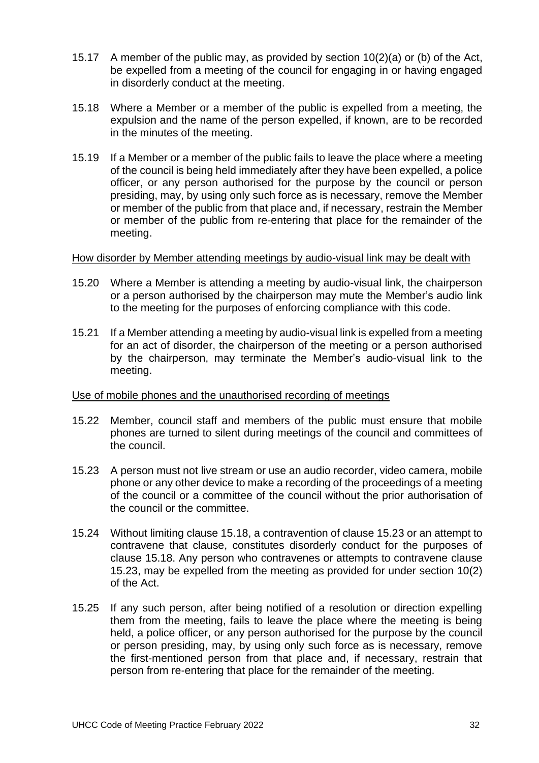15.17 A member of the public may, as provided by section 10(2)(a) or (b) of the Act, be expelled from a meeting of the council for engaging in or having engaged in disorderly conduct at the meeting.

15.18 Where a Member or a member of the public is expelled from a meeting, the expulsion and the name of the person expelled, if known, are to be recorded in the minutes of the meeting.

15.19 If a Member or a member of the public fails to leave the place where a meeting of the council is being held immediately after they have been expelled, a police officer, or any person authorised for the purpose by the council or person presiding, may, by using only such force as is necessary, remove the Member or member of the public from that place and, if necessary, restrain the Member or member of the public from re-entering that place for the remainder of the meeting.

<u>How disorder by Member attending meetings by audio-visual link may be dealt with</u>

15.20 Where a Member is attending a meeting by audio-visual link, the chairperson or a person authorised by the chairperson may mute the Member's audio link to the meeting for the purposes of enforcing compliance with this code.

15.21 If a Member attending a meeting by audio-visual link is expelled from a meeting for an act of disorder, the chairperson of the meeting or a person authorised by the chairperson, may terminate the Member's audio-visual link to the meeting.

<u>Use of mobile phones and the unauthorised recording of meetings</u>

15.22 Member, council staff and members of the public must ensure that mobile phones are turned to silent during meetings of the council and committees of the council.

15.23 A person must not live stream or use an audio recorder, video camera, mobile phone or any other device to make a recording of the proceedings of a meeting of the council or a committee of the council without the prior authorisation of the council or the committee.

15.24 Without limiting clause 15.18, a contravention of clause 15.23 or an attempt to contravene that clause, constitutes disorderly conduct for the purposes of clause 15.18. Any person who contravenes or attempts to contravene clause 15.23, may be expelled from the meeting as provided for under section 10(2) of the Act.

15.25 If any such person, after being notified of a resolution or direction expelling them from the meeting, fails to leave the place where the meeting is being held, a police officer, or any person authorised for the purpose by the council or person presiding, may, by using only such force as is necessary, remove the first-mentioned person from that place and, if necessary, restrain that person from re-entering that place for the remainder of the meeting.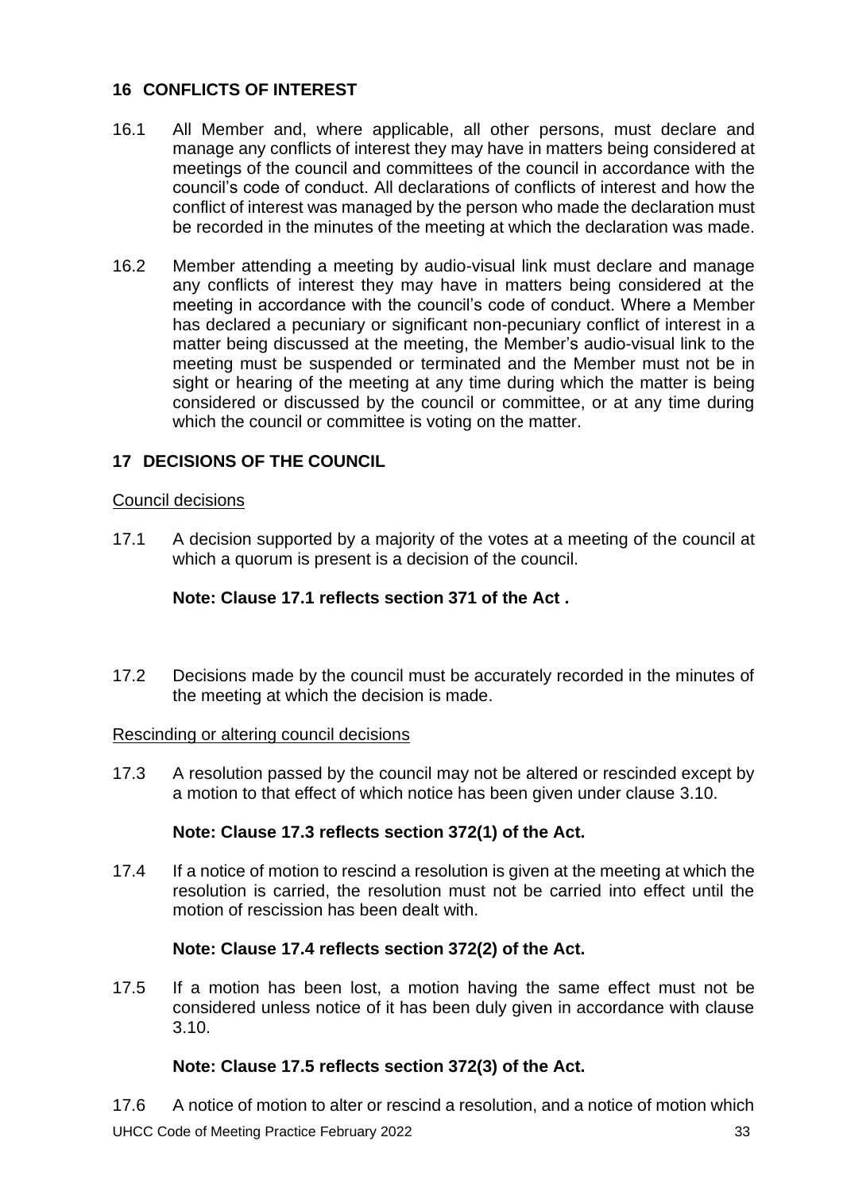## 16 CONFLICTS OF INTEREST

16.1 All Member and, where applicable, all other persons, must declare and manage any conflicts of interest they may have in matters being considered at meetings of the council and committees of the council in accordance with the council's code of conduct. All declarations of conflicts of interest and how the conflict of interest was managed by the person who made the declaration must be recorded in the minutes of the meeting at which the declaration was made.

16.2 Member attending a meeting by audio-visual link must declare and manage any conflicts of interest they may have in matters being considered at the meeting in accordance with the council's code of conduct. Where a Member has declared a pecuniary or significant non-pecuniary conflict of interest in a matter being discussed at the meeting, the Member's audio-visual link to the meeting must be suspended or terminated and the Member must not be in sight or hearing of the meeting at any time during which the matter is being considered or discussed by the council or committee, or at any time during which the council or committee is voting on the matter.

## 17 DECISIONS OF THE COUNCIL

Council decisions

17.1 A decision supported by a majority of the votes at a meeting of the council at which a quorum is present is a decision of the council.

**Note: Clause 17.1 reflects section 371 of the Act .**

17.2 Decisions made by the council must be accurately recorded in the minutes of the meeting at which the decision is made.

Rescinding or altering council decisions

17.3 A resolution passed by the council may not be altered or rescinded except by a motion to that effect of which notice has been given under clause 3.10.

**Note: Clause 17.3 reflects section 372(1) of the Act.**

17.4 If a notice of motion to rescind a resolution is given at the meeting at which the resolution is carried, the resolution must not be carried into effect until the motion of rescission has been dealt with.

**Note: Clause 17.4 reflects section 372(2) of the Act.**

17.5 If a motion has been lost, a motion having the same effect must not be considered unless notice of it has been duly given in accordance with clause 3.10.

**Note: Clause 17.5 reflects section 372(3) of the Act.**

17.6 A notice of motion to alter or rescind a resolution, and a notice of motion which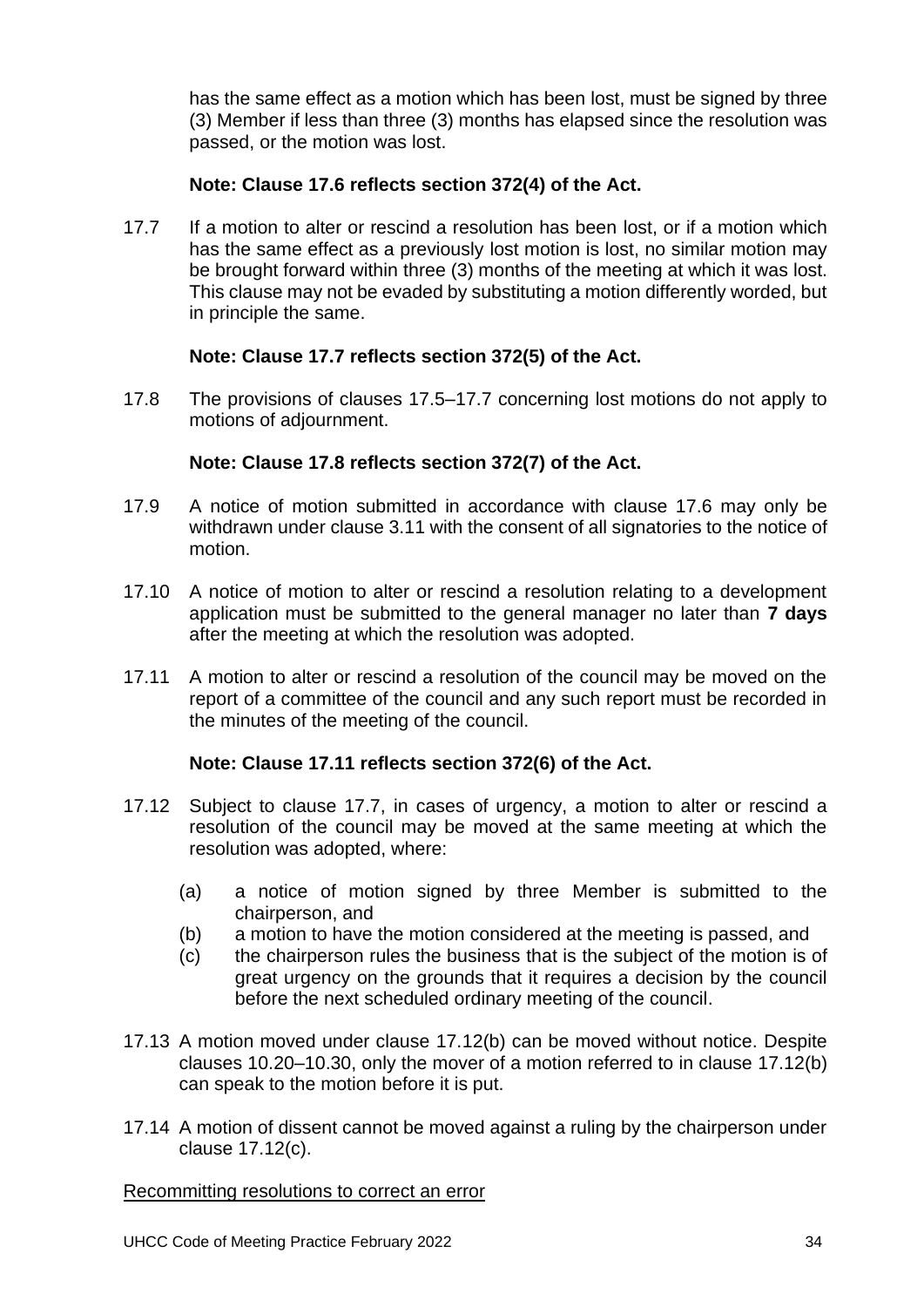has the same effect as a motion which has been lost, must be signed by three (3) Member if less than three (3) months has elapsed since the resolution was passed, or the motion was lost.

**Note: Clause 17.6 reflects section 372(4) of the Act.**

17.7 If a motion to alter or rescind a resolution has been lost, or if a motion which has the same effect as a previously lost motion is lost, no similar motion may be brought forward within three (3) months of the meeting at which it was lost. This clause may not be evaded by substituting a motion differently worded, but in principle the same.

**Note: Clause 17.7 reflects section 372(5) of the Act.**

17.8 The provisions of clauses 17.5–17.7 concerning lost motions do not apply to motions of adjournment.

**Note: Clause 17.8 reflects section 372(7) of the Act.**

17.9 A notice of motion submitted in accordance with clause 17.6 may only be withdrawn under clause 3.11 with the consent of all signatories to the notice of motion.

17.10 A notice of motion to alter or rescind a resolution relating to a development application must be submitted to the general manager no later than **7 days** after the meeting at which the resolution was adopted.

17.11 A motion to alter or rescind a resolution of the council may be moved on the report of a committee of the council and any such report must be recorded in the minutes of the meeting of the council.

**Note: Clause 17.11 reflects section 372(6) of the Act.**

17.12 Subject to clause 17.7, in cases of urgency, a motion to alter or rescind a resolution of the council may be moved at the same meeting at which the resolution was adopted, where:

(a) a notice of motion signed by three Member is submitted to the chairperson, and
(b) a motion to have the motion considered at the meeting is passed, and
(c) the chairperson rules the business that is the subject of the motion is of great urgency on the grounds that it requires a decision by the council before the next scheduled ordinary meeting of the council.

17.13 A motion moved under clause 17.12(b) can be moved without notice. Despite clauses 10.20–10.30, only the mover of a motion referred to in clause 17.12(b) can speak to the motion before it is put.

17.14 A motion of dissent cannot be moved against a ruling by the chairperson under clause 17.12(c).

Recommitting resolutions to correct an error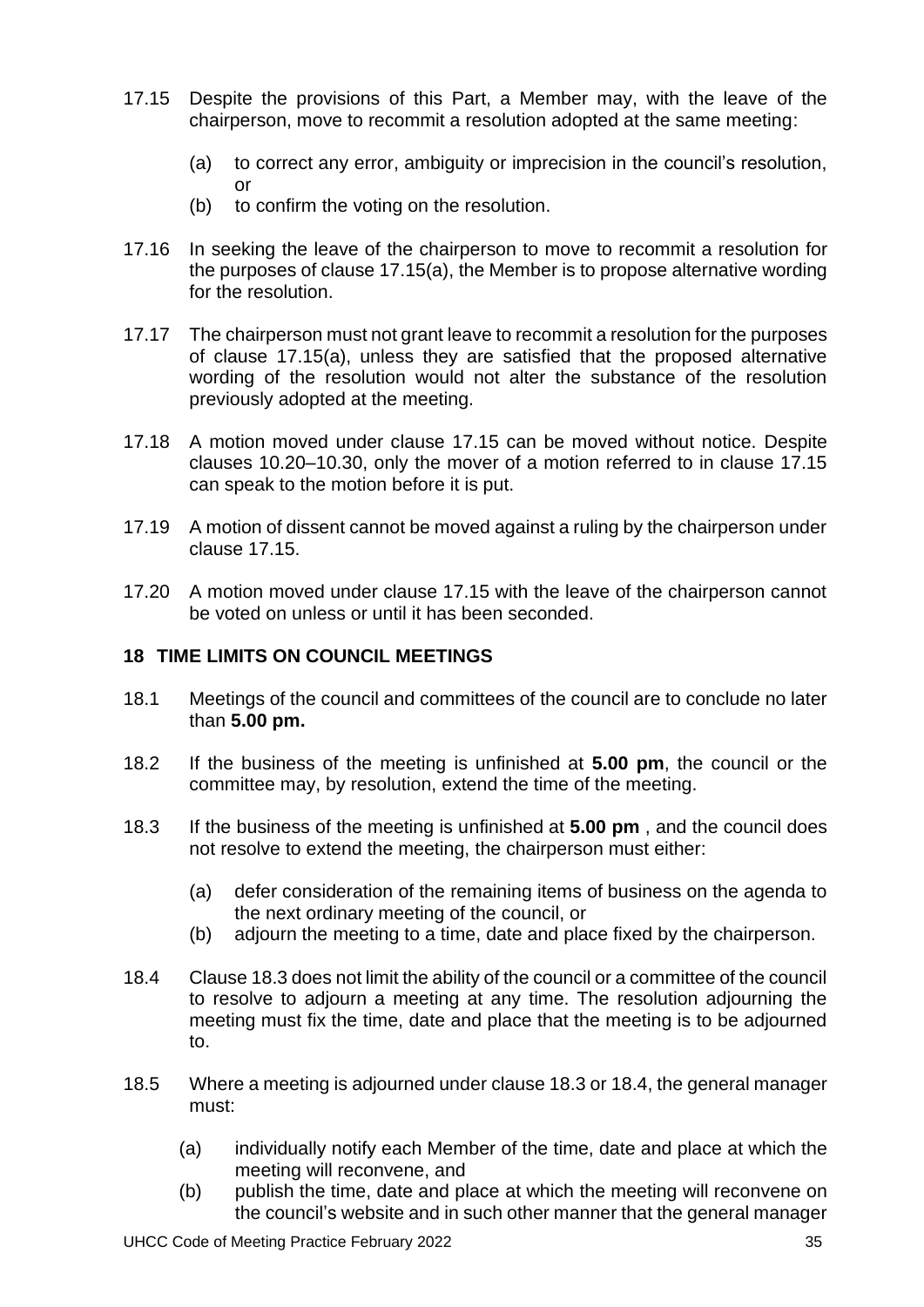17.15 Despite the provisions of this Part, a Member may, with the leave of the chairperson, move to recommit a resolution adopted at the same meeting:

- (a) to correct any error, ambiguity or imprecision in the council's resolution, or
- (b) to confirm the voting on the resolution.

17.16 In seeking the leave of the chairperson to move to recommit a resolution for the purposes of clause 17.15(a), the Member is to propose alternative wording for the resolution.

17.17 The chairperson must not grant leave to recommit a resolution for the purposes of clause 17.15(a), unless they are satisfied that the proposed alternative wording of the resolution would not alter the substance of the resolution previously adopted at the meeting.

17.18 A motion moved under clause 17.15 can be moved without notice. Despite clauses 10.20–10.30, only the mover of a motion referred to in clause 17.15 can speak to the motion before it is put.

17.19 A motion of dissent cannot be moved against a ruling by the chairperson under clause 17.15.

17.20 A motion moved under clause 17.15 with the leave of the chairperson cannot be voted on unless or until it has been seconded.

## 18 TIME LIMITS ON COUNCIL MEETINGS

18.1 Meetings of the council and committees of the council are to conclude no later than **5.00 pm.**

18.2 If the business of the meeting is unfinished at **5.00 pm**, the council or the committee may, by resolution, extend the time of the meeting.

18.3 If the business of the meeting is unfinished at **5.00 pm** , and the council does not resolve to extend the meeting, the chairperson must either:

- (a) defer consideration of the remaining items of business on the agenda to the next ordinary meeting of the council, or
- (b) adjourn the meeting to a time, date and place fixed by the chairperson.

18.4 Clause 18.3 does not limit the ability of the council or a committee of the council to resolve to adjourn a meeting at any time. The resolution adjourning the meeting must fix the time, date and place that the meeting is to be adjourned to.

18.5 Where a meeting is adjourned under clause 18.3 or 18.4, the general manager must:

- (a) individually notify each Member of the time, date and place at which the meeting will reconvene, and
- (b) publish the time, date and place at which the meeting will reconvene on the council's website and in such other manner that the general manager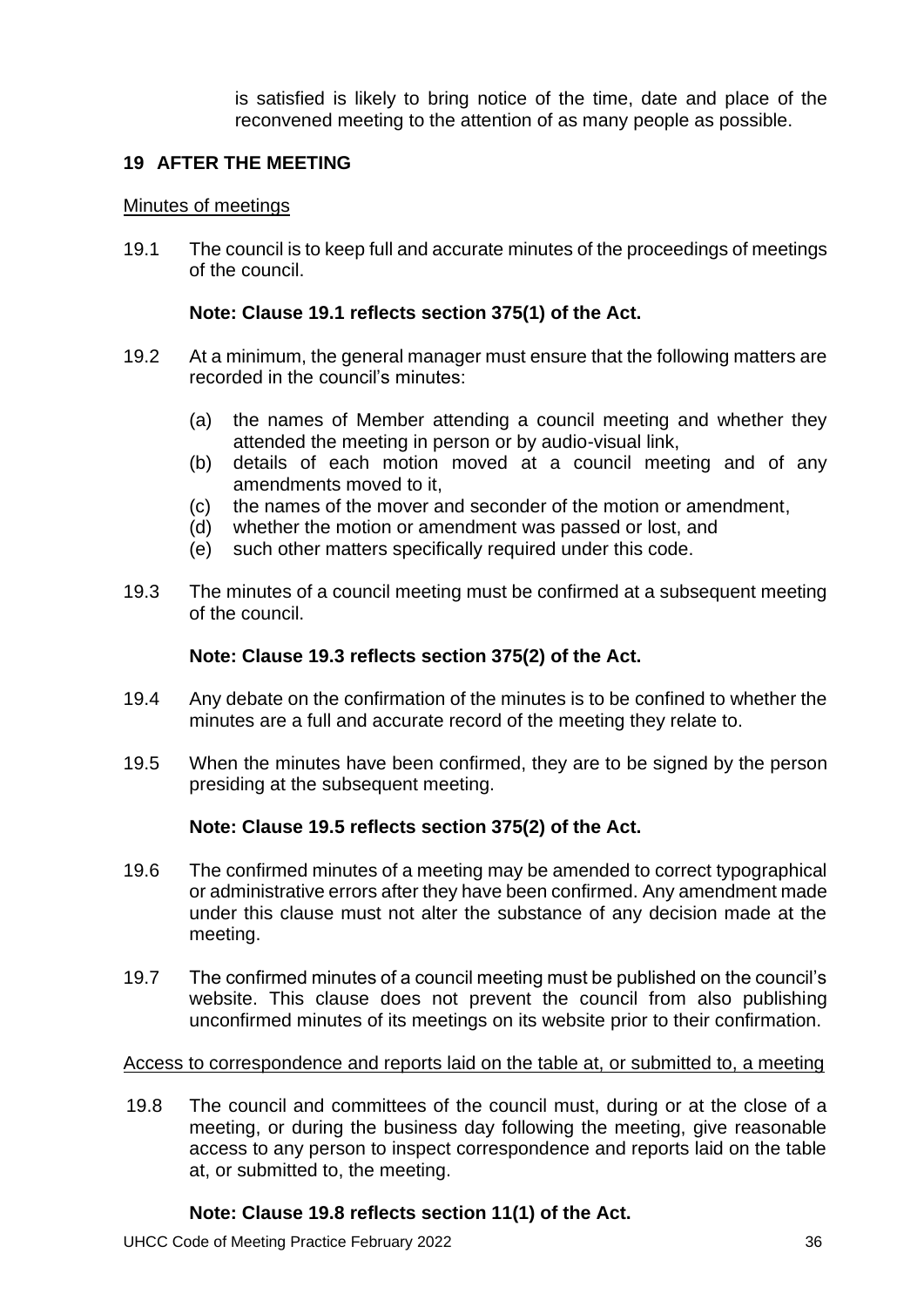is satisfied is likely to bring notice of the time, date and place of the reconvened meeting to the attention of as many people as possible.

## 19 AFTER THE MEETING

Minutes of meetings

19.1 The council is to keep full and accurate minutes of the proceedings of meetings of the council.

**Note: Clause 19.1 reflects section 375(1) of the Act.**

19.2 At a minimum, the general manager must ensure that the following matters are recorded in the council's minutes:

(a) the names of Member attending a council meeting and whether they attended the meeting in person or by audio-visual link,
(b) details of each motion moved at a council meeting and of any amendments moved to it,
(c) the names of the mover and seconder of the motion or amendment,
(d) whether the motion or amendment was passed or lost, and
(e) such other matters specifically required under this code.

19.3 The minutes of a council meeting must be confirmed at a subsequent meeting of the council.

**Note: Clause 19.3 reflects section 375(2) of the Act.**

19.4 Any debate on the confirmation of the minutes is to be confined to whether the minutes are a full and accurate record of the meeting they relate to.

19.5 When the minutes have been confirmed, they are to be signed by the person presiding at the subsequent meeting.

**Note: Clause 19.5 reflects section 375(2) of the Act.**

19.6 The confirmed minutes of a meeting may be amended to correct typographical or administrative errors after they have been confirmed. Any amendment made under this clause must not alter the substance of any decision made at the meeting.

19.7 The confirmed minutes of a council meeting must be published on the council's website. This clause does not prevent the council from also publishing unconfirmed minutes of its meetings on its website prior to their confirmation.

Access to correspondence and reports laid on the table at, or submitted to, a meeting

19.8 The council and committees of the council must, during or at the close of a meeting, or during the business day following the meeting, give reasonable access to any person to inspect correspondence and reports laid on the table at, or submitted to, the meeting.

**Note: Clause 19.8 reflects section 11(1) of the Act.**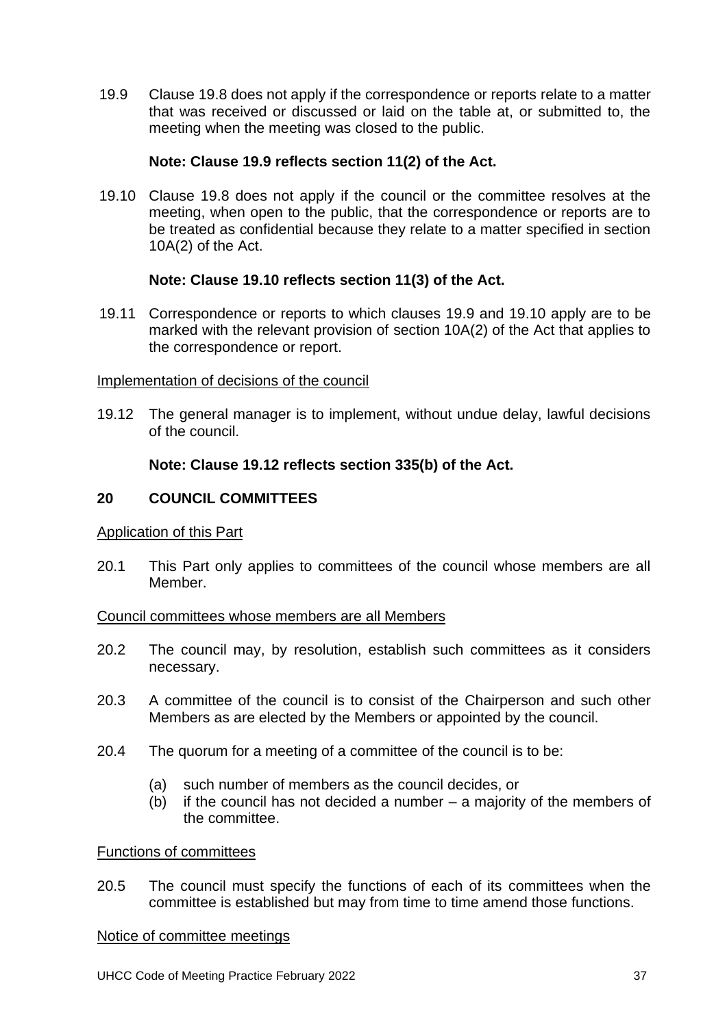19.9 Clause 19.8 does not apply if the correspondence or reports relate to a matter that was received or discussed or laid on the table at, or submitted to, the meeting when the meeting was closed to the public.

**Note: Clause 19.9 reflects section 11(2) of the Act.**

19.10 Clause 19.8 does not apply if the council or the committee resolves at the meeting, when open to the public, that the correspondence or reports are to be treated as confidential because they relate to a matter specified in section 10A(2) of the Act.

**Note: Clause 19.10 reflects section 11(3) of the Act.**

19.11 Correspondence or reports to which clauses 19.9 and 19.10 apply are to be marked with the relevant provision of section 10A(2) of the Act that applies to the correspondence or report.

<u>Implementation of decisions of the council</u>

19.12 The general manager is to implement, without undue delay, lawful decisions of the council.

**Note: Clause 19.12 reflects section 335(b) of the Act.**

## 20 COUNCIL COMMITTEES

<u>Application of this Part</u>

20.1 This Part only applies to committees of the council whose members are all Member.

<u>Council committees whose members are all Members</u>

20.2 The council may, by resolution, establish such committees as it considers necessary.

20.3 A committee of the council is to consist of the Chairperson and such other Members as are elected by the Members or appointed by the council.

20.4 The quorum for a meeting of a committee of the council is to be:

(a) such number of members as the council decides, or
(b) if the council has not decided a number – a majority of the members of the committee.

<u>Functions of committees</u>

20.5 The council must specify the functions of each of its committees when the committee is established but may from time to time amend those functions.

<u>Notice of committee meetings</u>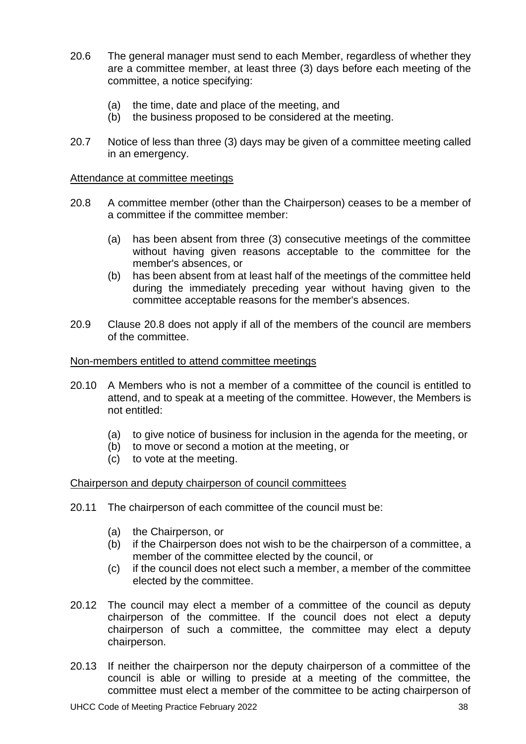20.6 The general manager must send to each Member, regardless of whether they are a committee member, at least three (3) days before each meeting of the committee, a notice specifying:

(a) the time, date and place of the meeting, and
(b) the business proposed to be considered at the meeting.

20.7 Notice of less than three (3) days may be given of a committee meeting called in an emergency.

<u>Attendance at committee meetings</u>

20.8 A committee member (other than the Chairperson) ceases to be a member of a committee if the committee member:

(a) has been absent from three (3) consecutive meetings of the committee without having given reasons acceptable to the committee for the member's absences, or
(b) has been absent from at least half of the meetings of the committee held during the immediately preceding year without having given to the committee acceptable reasons for the member's absences.

20.9 Clause 20.8 does not apply if all of the members of the council are members of the committee.

<u>Non-members entitled to attend committee meetings</u>

20.10 A Members who is not a member of a committee of the council is entitled to attend, and to speak at a meeting of the committee. However, the Members is not entitled:

(a) to give notice of business for inclusion in the agenda for the meeting, or
(b) to move or second a motion at the meeting, or
(c) to vote at the meeting.

<u>Chairperson and deputy chairperson of council committees</u>

20.11 The chairperson of each committee of the council must be:

(a) the Chairperson, or
(b) if the Chairperson does not wish to be the chairperson of a committee, a member of the committee elected by the council, or
(c) if the council does not elect such a member, a member of the committee elected by the committee.

20.12 The council may elect a member of a committee of the council as deputy chairperson of the committee. If the council does not elect a deputy chairperson of such a committee, the committee may elect a deputy chairperson.

20.13 If neither the chairperson nor the deputy chairperson of a committee of the council is able or willing to preside at a meeting of the committee, the committee must elect a member of the committee to be acting chairperson of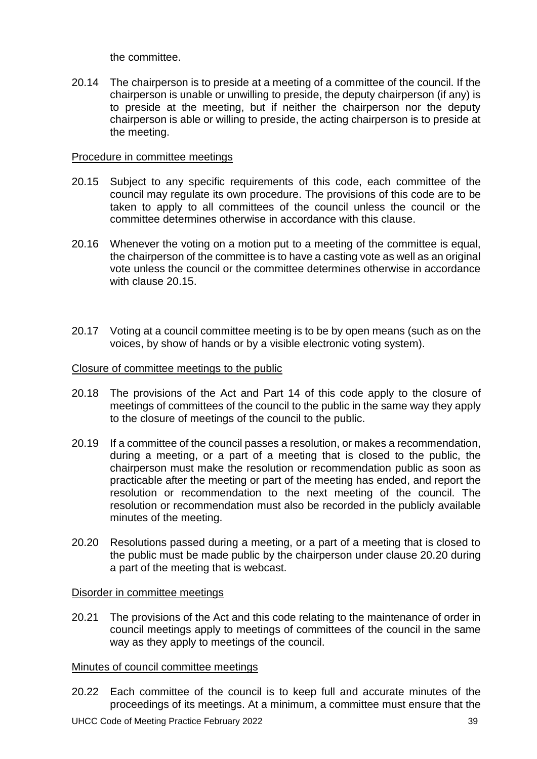the committee.

20.14 The chairperson is to preside at a meeting of a committee of the council. If the chairperson is unable or unwilling to preside, the deputy chairperson (if any) is to preside at the meeting, but if neither the chairperson nor the deputy chairperson is able or willing to preside, the acting chairperson is to preside at the meeting.

Procedure in committee meetings

20.15 Subject to any specific requirements of this code, each committee of the council may regulate its own procedure. The provisions of this code are to be taken to apply to all committees of the council unless the council or the committee determines otherwise in accordance with this clause.

20.16 Whenever the voting on a motion put to a meeting of the committee is equal, the chairperson of the committee is to have a casting vote as well as an original vote unless the council or the committee determines otherwise in accordance with clause 20.15.

20.17 Voting at a council committee meeting is to be by open means (such as on the voices, by show of hands or by a visible electronic voting system).

Closure of committee meetings to the public

20.18 The provisions of the Act and Part 14 of this code apply to the closure of meetings of committees of the council to the public in the same way they apply to the closure of meetings of the council to the public.

20.19 If a committee of the council passes a resolution, or makes a recommendation, during a meeting, or a part of a meeting that is closed to the public, the chairperson must make the resolution or recommendation public as soon as practicable after the meeting or part of the meeting has ended, and report the resolution or recommendation to the next meeting of the council. The resolution or recommendation must also be recorded in the publicly available minutes of the meeting.

20.20 Resolutions passed during a meeting, or a part of a meeting that is closed to the public must be made public by the chairperson under clause 20.20 during a part of the meeting that is webcast.

Disorder in committee meetings

20.21 The provisions of the Act and this code relating to the maintenance of order in council meetings apply to meetings of committees of the council in the same way as they apply to meetings of the council.

Minutes of council committee meetings

20.22 Each committee of the council is to keep full and accurate minutes of the proceedings of its meetings. At a minimum, a committee must ensure that the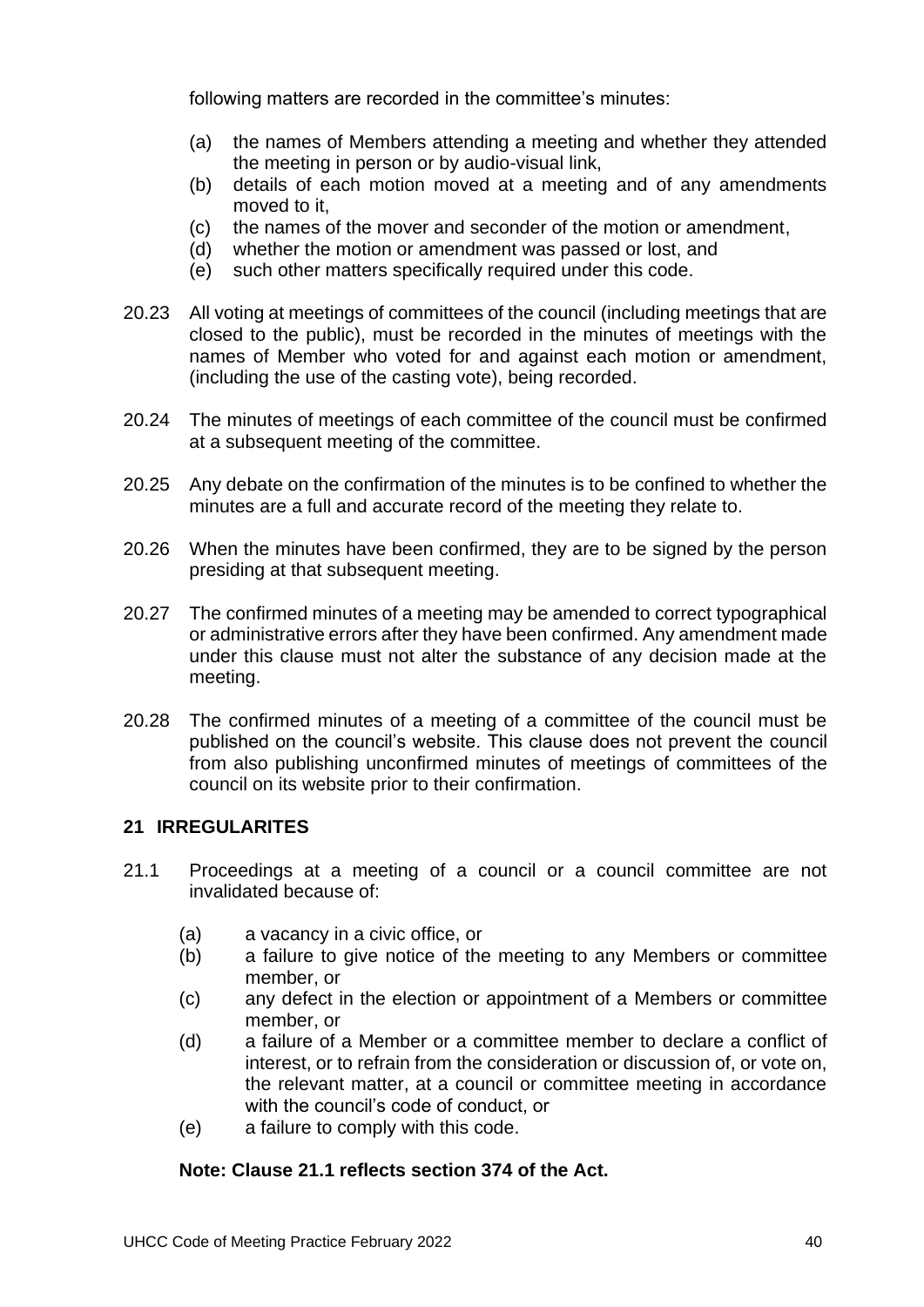following matters are recorded in the committee's minutes:

- (a) the names of Members attending a meeting and whether they attended the meeting in person or by audio-visual link,
- (b) details of each motion moved at a meeting and of any amendments moved to it,
- (c) the names of the mover and seconder of the motion or amendment,
- (d) whether the motion or amendment was passed or lost, and
- (e) such other matters specifically required under this code.

20.23 All voting at meetings of committees of the council (including meetings that are closed to the public), must be recorded in the minutes of meetings with the names of Member who voted for and against each motion or amendment, (including the use of the casting vote), being recorded.

20.24 The minutes of meetings of each committee of the council must be confirmed at a subsequent meeting of the committee.

20.25 Any debate on the confirmation of the minutes is to be confined to whether the minutes are a full and accurate record of the meeting they relate to.

20.26 When the minutes have been confirmed, they are to be signed by the person presiding at that subsequent meeting.

20.27 The confirmed minutes of a meeting may be amended to correct typographical or administrative errors after they have been confirmed. Any amendment made under this clause must not alter the substance of any decision made at the meeting.

20.28 The confirmed minutes of a meeting of a committee of the council must be published on the council's website. This clause does not prevent the council from also publishing unconfirmed minutes of meetings of committees of the council on its website prior to their confirmation.

## 21 IRREGULARITES

21.1 Proceedings at a meeting of a council or a council committee are not invalidated because of:

- (a) a vacancy in a civic office, or
- (b) a failure to give notice of the meeting to any Members or committee member, or
- (c) any defect in the election or appointment of a Members or committee member, or
- (d) a failure of a Member or a committee member to declare a conflict of interest, or to refrain from the consideration or discussion of, or vote on, the relevant matter, at a council or committee meeting in accordance with the council's code of conduct, or
- (e) a failure to comply with this code.

**Note: Clause 21.1 reflects section 374 of the Act.**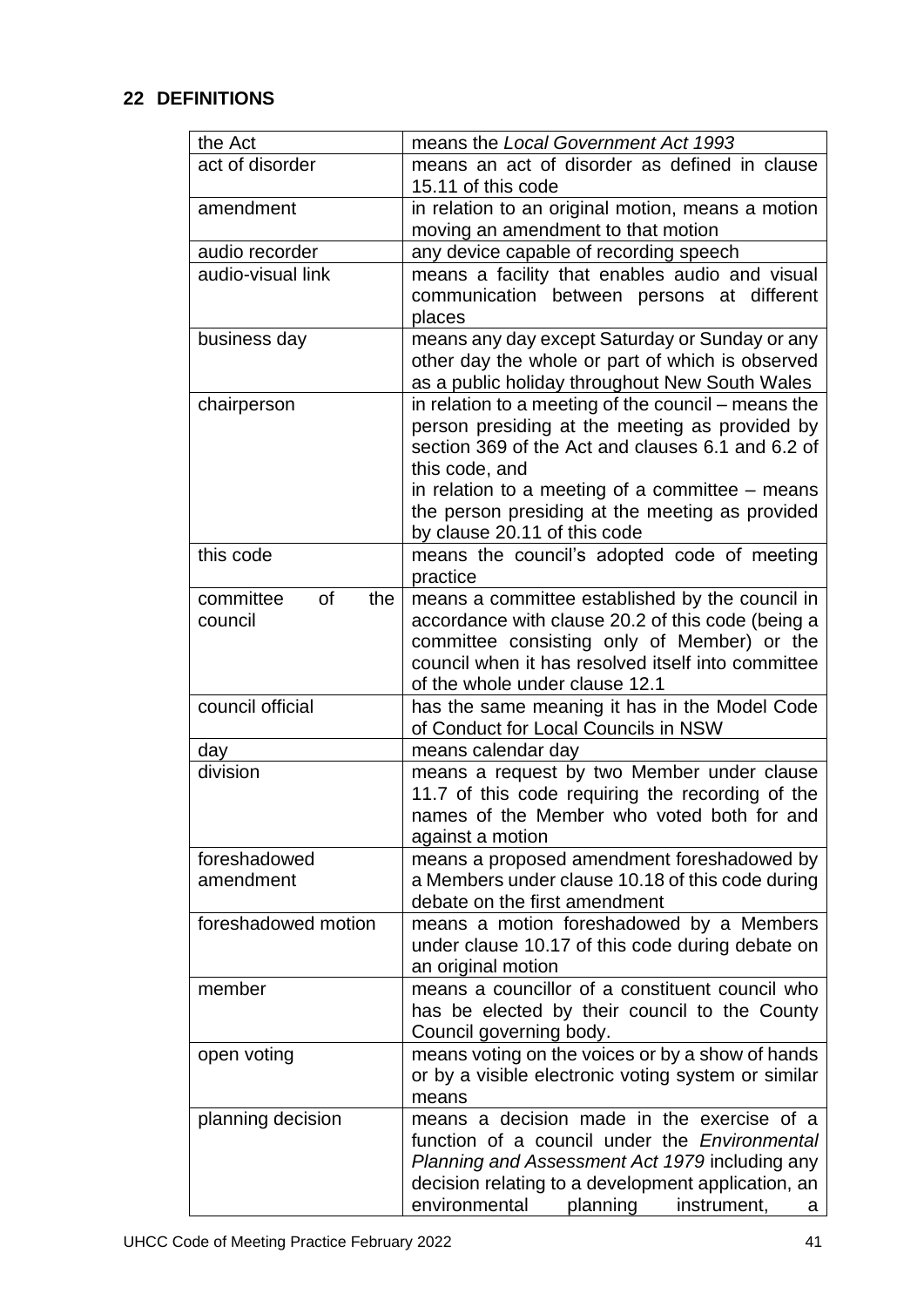## 22 DEFINITIONS

| | |
|---|---|
| the Act | means the *Local Government Act 1993* |
| act of disorder | means an act of disorder as defined in clause 15.11 of this code |
| amendment | in relation to an original motion, means a motion moving an amendment to that motion |
| audio recorder | any device capable of recording speech |
| audio-visual link | means a facility that enables audio and visual communication between persons at different places |
| business day | means any day except Saturday or Sunday or any other day the whole or part of which is observed as a public holiday throughout New South Wales |
| chairperson | in relation to a meeting of the council – means the person presiding at the meeting as provided by section 369 of the Act and clauses 6.1 and 6.2 of this code, and<br>in relation to a meeting of a committee – means the person presiding at the meeting as provided by clause 20.11 of this code |
| this code | means the council's adopted code of meeting practice |
| committee of the council | means a committee established by the council in accordance with clause 20.2 of this code (being a committee consisting only of Member) or the council when it has resolved itself into committee of the whole under clause 12.1 |
| council official | has the same meaning it has in the Model Code of Conduct for Local Councils in NSW |
| day | means calendar day |
| division | means a request by two Member under clause 11.7 of this code requiring the recording of the names of the Member who voted both for and against a motion |
| foreshadowed amendment | means a proposed amendment foreshadowed by a Members under clause 10.18 of this code during debate on the first amendment |
| foreshadowed motion | means a motion foreshadowed by a Members under clause 10.17 of this code during debate on an original motion |
| member | means a councillor of a constituent council who has be elected by their council to the County Council governing body. |
| open voting | means voting on the voices or by a show of hands or by a visible electronic voting system or similar means |
| planning decision | means a decision made in the exercise of a function of a council under the *Environmental Planning and Assessment Act 1979* including any decision relating to a development application, an environmental planning instrument, a |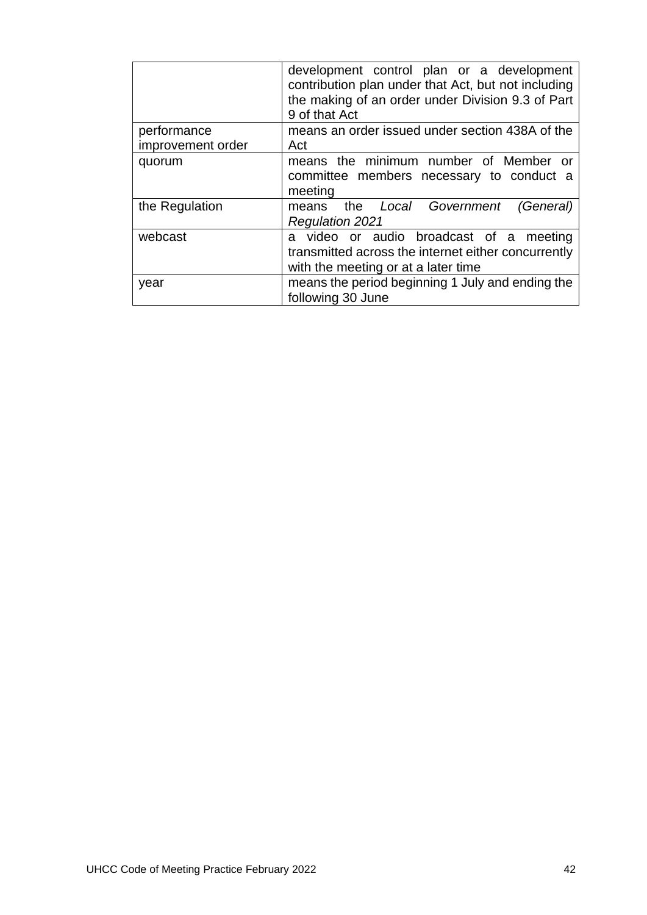| | |
|---|---|
| | development control plan or a development contribution plan under that Act, but not including the making of an order under Division 9.3 of Part 9 of that Act |
| performance improvement order | means an order issued under section 438A of the Act |
| quorum | means the minimum number of Member or committee members necessary to conduct a meeting |
| the Regulation | means the *Local Government (General) Regulation 2021* |
| webcast | a video or audio broadcast of a meeting transmitted across the internet either concurrently with the meeting or at a later time |
| year | means the period beginning 1 July and ending the following 30 June |